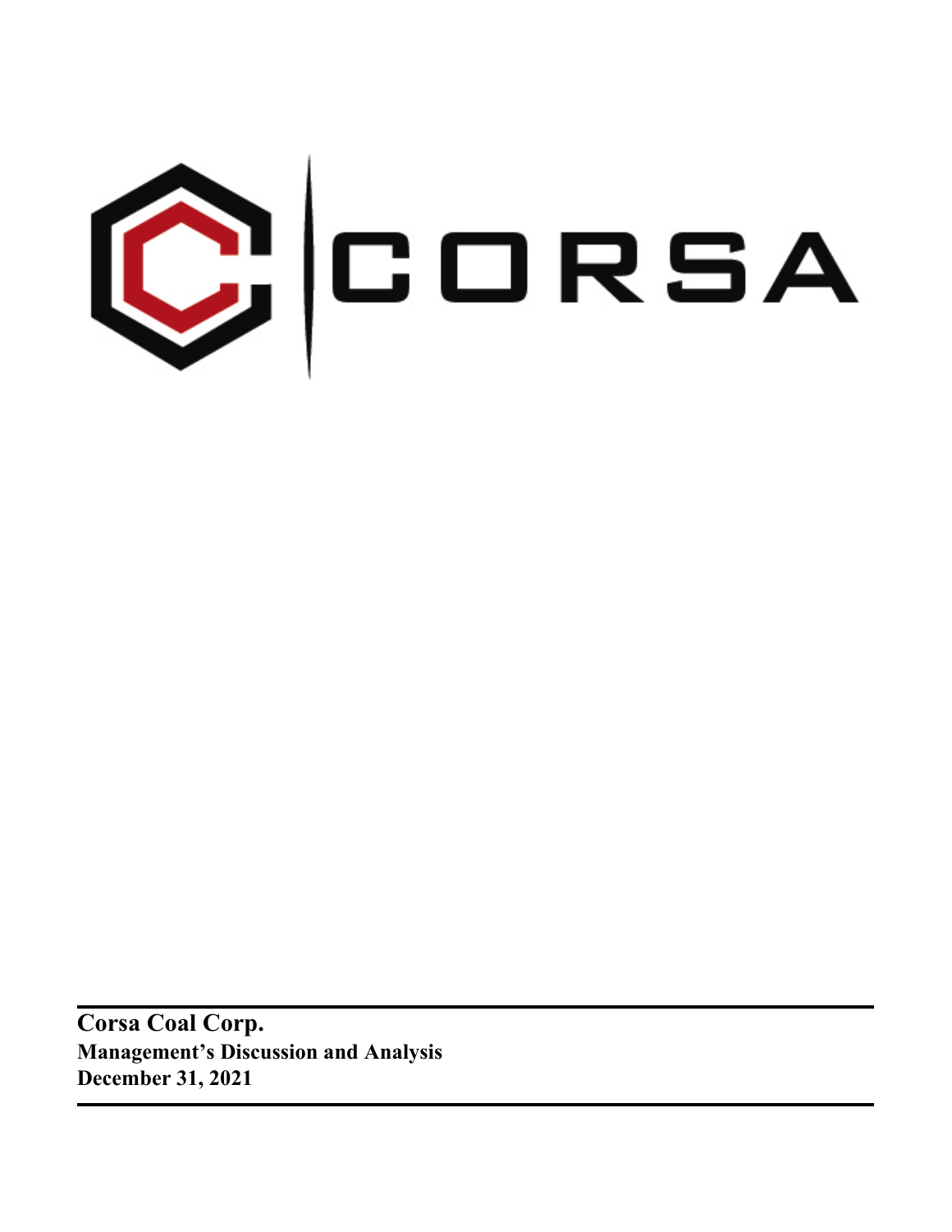CORSA

**Corsa Coal Corp.**
**Management's Discussion and Analysis**
**December 31, 2021**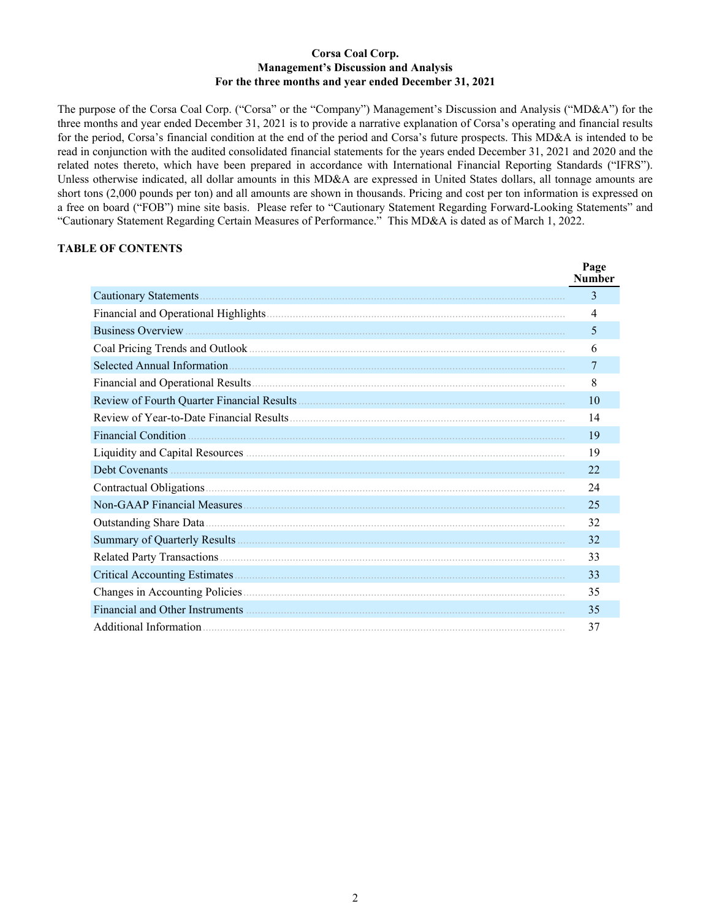**Corsa Coal Corp.**
**Management's Discussion and Analysis**
**For the three months and year ended December 31, 2021**

The purpose of the Corsa Coal Corp. ("Corsa" or the "Company") Management's Discussion and Analysis ("MD&A") for the three months and year ended December 31, 2021 is to provide a narrative explanation of Corsa's operating and financial results for the period, Corsa's financial condition at the end of the period and Corsa's future prospects. This MD&A is intended to be read in conjunction with the audited consolidated financial statements for the years ended December 31, 2021 and 2020 and the related notes thereto, which have been prepared in accordance with International Financial Reporting Standards ("IFRS"). Unless otherwise indicated, all dollar amounts in this MD&A are expressed in United States dollars, all tonnage amounts are short tons (2,000 pounds per ton) and all amounts are shown in thousands. Pricing and cost per ton information is expressed on a free on board ("FOB") mine site basis. Please refer to "Cautionary Statement Regarding Forward-Looking Statements" and "Cautionary Statement Regarding Certain Measures of Performance." This MD&A is dated as of March 1, 2022.

## TABLE OF CONTENTS

| | Page Number |
|---|---|
| Cautionary Statements | 3 |
| Financial and Operational Highlights | 4 |
| Business Overview | 5 |
| Coal Pricing Trends and Outlook | 6 |
| Selected Annual Information | 7 |
| Financial and Operational Results | 8 |
| Review of Fourth Quarter Financial Results | 10 |
| Review of Year-to-Date Financial Results | 14 |
| Financial Condition | 19 |
| Liquidity and Capital Resources | 19 |
| Debt Covenants | 22 |
| Contractual Obligations | 24 |
| Non-GAAP Financial Measures | 25 |
| Outstanding Share Data | 32 |
| Summary of Quarterly Results | 32 |
| Related Party Transactions | 33 |
| Critical Accounting Estimates | 33 |
| Changes in Accounting Policies | 35 |
| Financial and Other Instruments | 35 |
| Additional Information | 37 |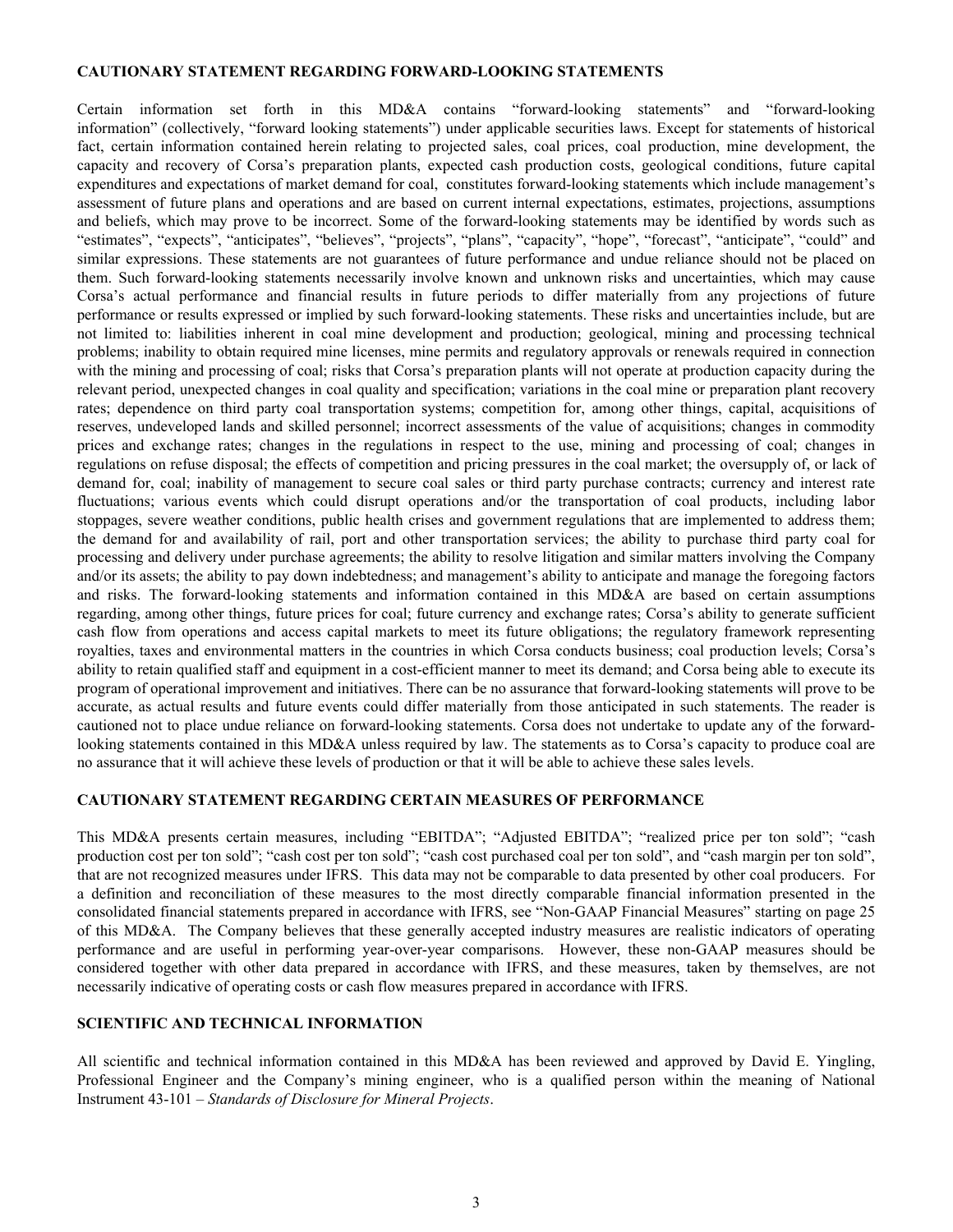## CAUTIONARY STATEMENT REGARDING FORWARD-LOOKING STATEMENTS

Certain information set forth in this MD&A contains "forward-looking statements" and "forward-looking information" (collectively, "forward looking statements") under applicable securities laws. Except for statements of historical fact, certain information contained herein relating to projected sales, coal prices, coal production, mine development, the capacity and recovery of Corsa's preparation plants, expected cash production costs, geological conditions, future capital expenditures and expectations of market demand for coal, constitutes forward-looking statements which include management's assessment of future plans and operations and are based on current internal expectations, estimates, projections, assumptions and beliefs, which may prove to be incorrect. Some of the forward-looking statements may be identified by words such as "estimates", "expects", "anticipates", "believes", "projects", "plans", "capacity", "hope", "forecast", "anticipate", "could" and similar expressions. These statements are not guarantees of future performance and undue reliance should not be placed on them. Such forward-looking statements necessarily involve known and unknown risks and uncertainties, which may cause Corsa's actual performance and financial results in future periods to differ materially from any projections of future performance or results expressed or implied by such forward-looking statements. These risks and uncertainties include, but are not limited to: liabilities inherent in coal mine development and production; geological, mining and processing technical problems; inability to obtain required mine licenses, mine permits and regulatory approvals or renewals required in connection with the mining and processing of coal; risks that Corsa's preparation plants will not operate at production capacity during the relevant period, unexpected changes in coal quality and specification; variations in the coal mine or preparation plant recovery rates; dependence on third party coal transportation systems; competition for, among other things, capital, acquisitions of reserves, undeveloped lands and skilled personnel; incorrect assessments of the value of acquisitions; changes in commodity prices and exchange rates; changes in the regulations in respect to the use, mining and processing of coal; changes in regulations on refuse disposal; the effects of competition and pricing pressures in the coal market; the oversupply of, or lack of demand for, coal; inability of management to secure coal sales or third party purchase contracts; currency and interest rate fluctuations; various events which could disrupt operations and/or the transportation of coal products, including labor stoppages, severe weather conditions, public health crises and government regulations that are implemented to address them; the demand for and availability of rail, port and other transportation services; the ability to purchase third party coal for processing and delivery under purchase agreements; the ability to resolve litigation and similar matters involving the Company and/or its assets; the ability to pay down indebtedness; and management's ability to anticipate and manage the foregoing factors and risks. The forward-looking statements and information contained in this MD&A are based on certain assumptions regarding, among other things, future prices for coal; future currency and exchange rates; Corsa's ability to generate sufficient cash flow from operations and access capital markets to meet its future obligations; the regulatory framework representing royalties, taxes and environmental matters in the countries in which Corsa conducts business; coal production levels; Corsa's ability to retain qualified staff and equipment in a cost-efficient manner to meet its demand; and Corsa being able to execute its program of operational improvement and initiatives. There can be no assurance that forward-looking statements will prove to be accurate, as actual results and future events could differ materially from those anticipated in such statements. The reader is cautioned not to place undue reliance on forward-looking statements. Corsa does not undertake to update any of the forward-looking statements contained in this MD&A unless required by law. The statements as to Corsa's capacity to produce coal are no assurance that it will achieve these levels of production or that it will be able to achieve these sales levels.

## CAUTIONARY STATEMENT REGARDING CERTAIN MEASURES OF PERFORMANCE

This MD&A presents certain measures, including "EBITDA"; "Adjusted EBITDA"; "realized price per ton sold"; "cash production cost per ton sold"; "cash cost per ton sold"; "cash cost purchased coal per ton sold", and "cash margin per ton sold", that are not recognized measures under IFRS. This data may not be comparable to data presented by other coal producers. For a definition and reconciliation of these measures to the most directly comparable financial information presented in the consolidated financial statements prepared in accordance with IFRS, see "Non-GAAP Financial Measures" starting on page 25 of this MD&A. The Company believes that these generally accepted industry measures are realistic indicators of operating performance and are useful in performing year-over-year comparisons. However, these non-GAAP measures should be considered together with other data prepared in accordance with IFRS, and these measures, taken by themselves, are not necessarily indicative of operating costs or cash flow measures prepared in accordance with IFRS.

## SCIENTIFIC AND TECHNICAL INFORMATION

All scientific and technical information contained in this MD&A has been reviewed and approved by David E. Yingling, Professional Engineer and the Company's mining engineer, who is a qualified person within the meaning of National Instrument 43-101 – *Standards of Disclosure for Mineral Projects*.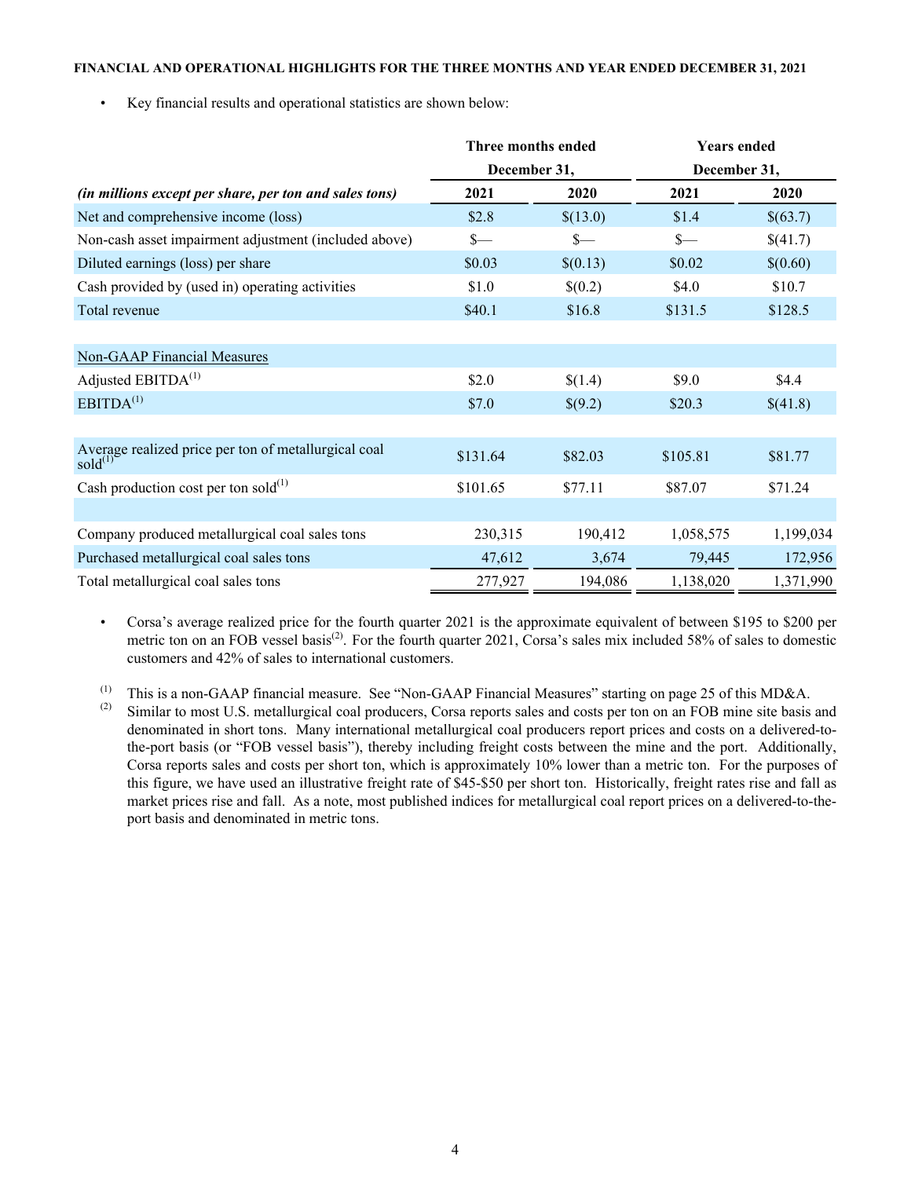**FINANCIAL AND OPERATIONAL HIGHLIGHTS FOR THE THREE MONTHS AND YEAR ENDED DECEMBER 31, 2021**

- Key financial results and operational statistics are shown below:

| | Three months ended December 31, | | Years ended December 31, | |
|---|---|---|---|---|
| ***(in millions except per share, per ton and sales tons)*** | **2021** | **2020** | **2021** | **2020** |
| Net and comprehensive income (loss) | $2.8 | $(13.0) | $1.4 | $(63.7) |
| Non-cash asset impairment adjustment (included above) | $— | $— | $— | $(41.7) |
| Diluted earnings (loss) per share | $0.03 | $(0.13) | $0.02 | $(0.60) |
| Cash provided by (used in) operating activities | $1.0 | $(0.2) | $4.0 | $10.7 |
| Total revenue | $40.1 | $16.8 | $131.5 | $128.5 |
| | | | | |
| Non-GAAP Financial Measures | | | | |
| Adjusted EBITDA[(1)] | $2.0 | $(1.4) | $9.0 | $4.4 |
| EBITDA[(1)] | $7.0 | $(9.2) | $20.3 | $(41.8) |
| | | | | |
| Average realized price per ton of metallurgical coal sold[(1)] | $131.64 | $82.03 | $105.81 | $81.77 |
| Cash production cost per ton sold[(1)] | $101.65 | $77.11 | $87.07 | $71.24 |
| | | | | |
| Company produced metallurgical coal sales tons | 230,315 | 190,412 | 1,058,575 | 1,199,034 |
| Purchased metallurgical coal sales tons | 47,612 | 3,674 | 79,445 | 172,956 |
| Total metallurgical coal sales tons | 277,927 | 194,086 | 1,138,020 | 1,371,990 |

- Corsa's average realized price for the fourth quarter 2021 is the approximate equivalent of between $195 to $200 per metric ton on an FOB vessel basis[(2)]. For the fourth quarter 2021, Corsa's sales mix included 58% of sales to domestic customers and 42% of sales to international customers.

(1) This is a non-GAAP financial measure. See "Non-GAAP Financial Measures" starting on page 25 of this MD&A.

(2) Similar to most U.S. metallurgical coal producers, Corsa reports sales and costs per ton on an FOB mine site basis and denominated in short tons. Many international metallurgical coal producers report prices and costs on a delivered-to-the-port basis (or "FOB vessel basis"), thereby including freight costs between the mine and the port. Additionally, Corsa reports sales and costs per short ton, which is approximately 10% lower than a metric ton. For the purposes of this figure, we have used an illustrative freight rate of $45-$50 per short ton. Historically, freight rates rise and fall as market prices rise and fall. As a note, most published indices for metallurgical coal report prices on a delivered-to-the-port basis and denominated in metric tons.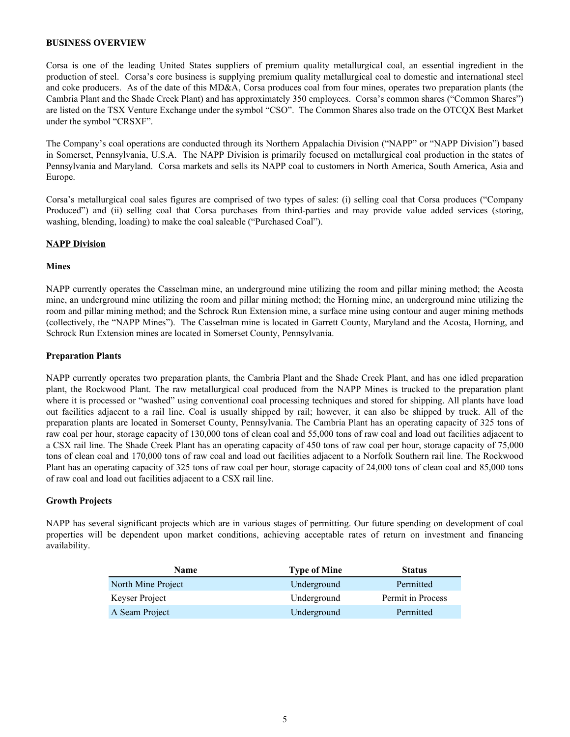**BUSINESS OVERVIEW**

Corsa is one of the leading United States suppliers of premium quality metallurgical coal, an essential ingredient in the production of steel. Corsa's core business is supplying premium quality metallurgical coal to domestic and international steel and coke producers. As of the date of this MD&A, Corsa produces coal from four mines, operates two preparation plants (the Cambria Plant and the Shade Creek Plant) and has approximately 350 employees. Corsa's common shares ("Common Shares") are listed on the TSX Venture Exchange under the symbol "CSO". The Common Shares also trade on the OTCQX Best Market under the symbol "CRSXF".

The Company's coal operations are conducted through its Northern Appalachia Division ("NAPP" or "NAPP Division") based in Somerset, Pennsylvania, U.S.A. The NAPP Division is primarily focused on metallurgical coal production in the states of Pennsylvania and Maryland. Corsa markets and sells its NAPP coal to customers in North America, South America, Asia and Europe.

Corsa's metallurgical coal sales figures are comprised of two types of sales: (i) selling coal that Corsa produces ("Company Produced") and (ii) selling coal that Corsa purchases from third-parties and may provide value added services (storing, washing, blending, loading) to make the coal saleable ("Purchased Coal").

**NAPP Division**

**Mines**

NAPP currently operates the Casselman mine, an underground mine utilizing the room and pillar mining method; the Acosta mine, an underground mine utilizing the room and pillar mining method; the Horning mine, an underground mine utilizing the room and pillar mining method; and the Schrock Run Extension mine, a surface mine using contour and auger mining methods (collectively, the "NAPP Mines"). The Casselman mine is located in Garrett County, Maryland and the Acosta, Horning, and Schrock Run Extension mines are located in Somerset County, Pennsylvania.

**Preparation Plants**

NAPP currently operates two preparation plants, the Cambria Plant and the Shade Creek Plant, and has one idled preparation plant, the Rockwood Plant. The raw metallurgical coal produced from the NAPP Mines is trucked to the preparation plant where it is processed or "washed" using conventional coal processing techniques and stored for shipping. All plants have load out facilities adjacent to a rail line. Coal is usually shipped by rail; however, it can also be shipped by truck. All of the preparation plants are located in Somerset County, Pennsylvania. The Cambria Plant has an operating capacity of 325 tons of raw coal per hour, storage capacity of 130,000 tons of clean coal and 55,000 tons of raw coal and load out facilities adjacent to a CSX rail line. The Shade Creek Plant has an operating capacity of 450 tons of raw coal per hour, storage capacity of 75,000 tons of clean coal and 170,000 tons of raw coal and load out facilities adjacent to a Norfolk Southern rail line. The Rockwood Plant has an operating capacity of 325 tons of raw coal per hour, storage capacity of 24,000 tons of clean coal and 85,000 tons of raw coal and load out facilities adjacent to a CSX rail line.

**Growth Projects**

NAPP has several significant projects which are in various stages of permitting. Our future spending on development of coal properties will be dependent upon market conditions, achieving acceptable rates of return on investment and financing availability.

| Name | Type of Mine | Status |
|---|---|---|
| North Mine Project | Underground | Permitted |
| Keyser Project | Underground | Permit in Process |
| A Seam Project | Underground | Permitted |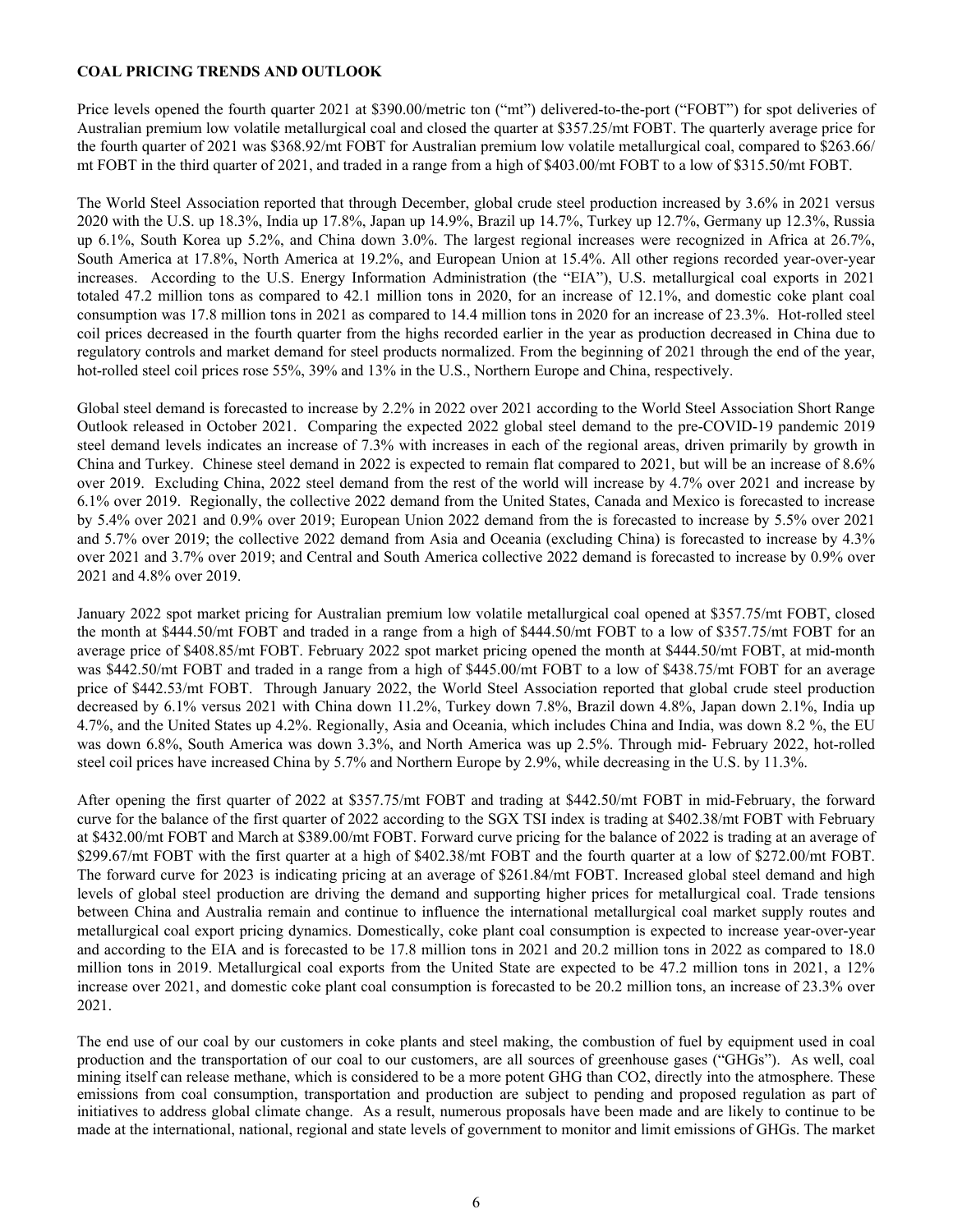**COAL PRICING TRENDS AND OUTLOOK**

Price levels opened the fourth quarter 2021 at $390.00/metric ton ("mt") delivered-to-the-port ("FOBT") for spot deliveries of Australian premium low volatile metallurgical coal and closed the quarter at $357.25/mt FOBT. The quarterly average price for the fourth quarter of 2021 was $368.92/mt FOBT for Australian premium low volatile metallurgical coal, compared to $263.66/ mt FOBT in the third quarter of 2021, and traded in a range from a high of $403.00/mt FOBT to a low of $315.50/mt FOBT.

The World Steel Association reported that through December, global crude steel production increased by 3.6% in 2021 versus 2020 with the U.S. up 18.3%, India up 17.8%, Japan up 14.9%, Brazil up 14.7%, Turkey up 12.7%, Germany up 12.3%, Russia up 6.1%, South Korea up 5.2%, and China down 3.0%. The largest regional increases were recognized in Africa at 26.7%, South America at 17.8%, North America at 19.2%, and European Union at 15.4%. All other regions recorded year-over-year increases. According to the U.S. Energy Information Administration (the "EIA"), U.S. metallurgical coal exports in 2021 totaled 47.2 million tons as compared to 42.1 million tons in 2020, for an increase of 12.1%, and domestic coke plant coal consumption was 17.8 million tons in 2021 as compared to 14.4 million tons in 2020 for an increase of 23.3%. Hot-rolled steel coil prices decreased in the fourth quarter from the highs recorded earlier in the year as production decreased in China due to regulatory controls and market demand for steel products normalized. From the beginning of 2021 through the end of the year, hot-rolled steel coil prices rose 55%, 39% and 13% in the U.S., Northern Europe and China, respectively.

Global steel demand is forecasted to increase by 2.2% in 2022 over 2021 according to the World Steel Association Short Range Outlook released in October 2021. Comparing the expected 2022 global steel demand to the pre-COVID-19 pandemic 2019 steel demand levels indicates an increase of 7.3% with increases in each of the regional areas, driven primarily by growth in China and Turkey. Chinese steel demand in 2022 is expected to remain flat compared to 2021, but will be an increase of 8.6% over 2019. Excluding China, 2022 steel demand from the rest of the world will increase by 4.7% over 2021 and increase by 6.1% over 2019. Regionally, the collective 2022 demand from the United States, Canada and Mexico is forecasted to increase by 5.4% over 2021 and 0.9% over 2019; European Union 2022 demand from the is forecasted to increase by 5.5% over 2021 and 5.7% over 2019; the collective 2022 demand from Asia and Oceania (excluding China) is forecasted to increase by 4.3% over 2021 and 3.7% over 2019; and Central and South America collective 2022 demand is forecasted to increase by 0.9% over 2021 and 4.8% over 2019.

January 2022 spot market pricing for Australian premium low volatile metallurgical coal opened at $357.75/mt FOBT, closed the month at $444.50/mt FOBT and traded in a range from a high of $444.50/mt FOBT to a low of $357.75/mt FOBT for an average price of $408.85/mt FOBT. February 2022 spot market pricing opened the month at $444.50/mt FOBT, at mid-month was $442.50/mt FOBT and traded in a range from a high of $445.00/mt FOBT to a low of $438.75/mt FOBT for an average price of $442.53/mt FOBT. Through January 2022, the World Steel Association reported that global crude steel production decreased by 6.1% versus 2021 with China down 11.2%, Turkey down 7.8%, Brazil down 4.8%, Japan down 2.1%, India up 4.7%, and the United States up 4.2%. Regionally, Asia and Oceania, which includes China and India, was down 8.2 %, the EU was down 6.8%, South America was down 3.3%, and North America was up 2.5%. Through mid- February 2022, hot-rolled steel coil prices have increased China by 5.7% and Northern Europe by 2.9%, while decreasing in the U.S. by 11.3%.

After opening the first quarter of 2022 at $357.75/mt FOBT and trading at $442.50/mt FOBT in mid-February, the forward curve for the balance of the first quarter of 2022 according to the SGX TSI index is trading at $402.38/mt FOBT with February at $432.00/mt FOBT and March at $389.00/mt FOBT. Forward curve pricing for the balance of 2022 is trading at an average of $299.67/mt FOBT with the first quarter at a high of $402.38/mt FOBT and the fourth quarter at a low of $272.00/mt FOBT. The forward curve for 2023 is indicating pricing at an average of $261.84/mt FOBT. Increased global steel demand and high levels of global steel production are driving the demand and supporting higher prices for metallurgical coal. Trade tensions between China and Australia remain and continue to influence the international metallurgical coal market supply routes and metallurgical coal export pricing dynamics. Domestically, coke plant coal consumption is expected to increase year-over-year and according to the EIA and is forecasted to be 17.8 million tons in 2021 and 20.2 million tons in 2022 as compared to 18.0 million tons in 2019. Metallurgical coal exports from the United State are expected to be 47.2 million tons in 2021, a 12% increase over 2021, and domestic coke plant coal consumption is forecasted to be 20.2 million tons, an increase of 23.3% over 2021.

The end use of our coal by our customers in coke plants and steel making, the combustion of fuel by equipment used in coal production and the transportation of our coal to our customers, are all sources of greenhouse gases ("GHGs"). As well, coal mining itself can release methane, which is considered to be a more potent GHG than $CO_2$, directly into the atmosphere. These emissions from coal consumption, transportation and production are subject to pending and proposed regulation as part of initiatives to address global climate change. As a result, numerous proposals have been made and are likely to continue to be made at the international, national, regional and state levels of government to monitor and limit emissions of GHGs. The market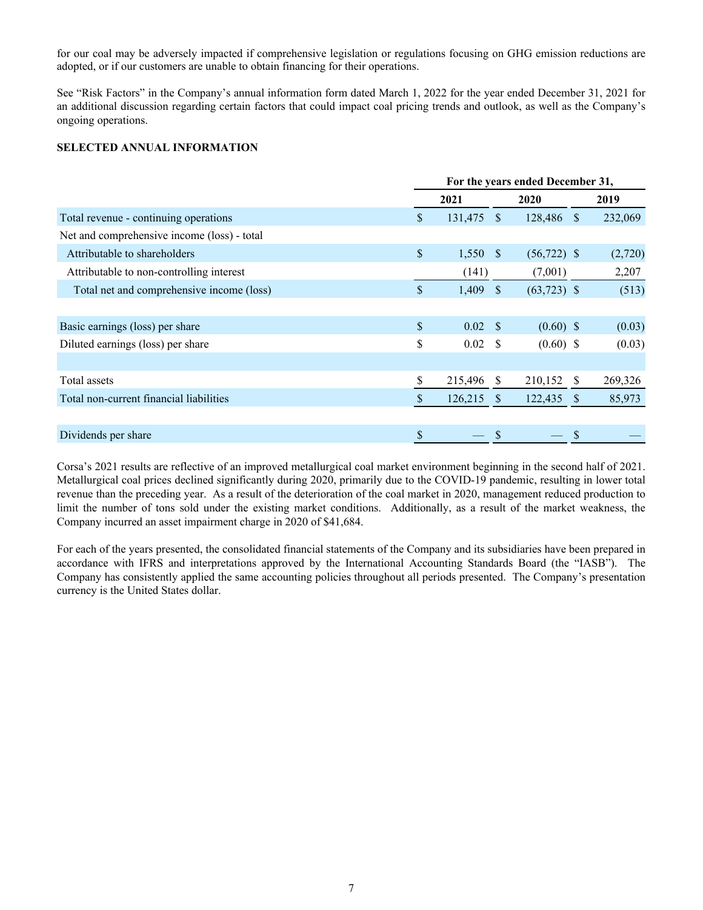for our coal may be adversely impacted if comprehensive legislation or regulations focusing on GHG emission reductions are adopted, or if our customers are unable to obtain financing for their operations.

See "Risk Factors" in the Company's annual information form dated March 1, 2022 for the year ended December 31, 2021 for an additional discussion regarding certain factors that could impact coal pricing trends and outlook, as well as the Company's ongoing operations.

**SELECTED ANNUAL INFORMATION**

| | For the years ended December 31, | | |
|---|---|---|---|
| | 2021 | 2020 | 2019 |
| Total revenue - continuing operations | $ 131,475 | $ 128,486 | $ 232,069 |
| Net and comprehensive income (loss) - total | | | |
| Attributable to shareholders | $ 1,550 | $ (56,722) | $ (2,720) |
| Attributable to non-controlling interest | (141) | (7,001) | 2,207 |
| Total net and comprehensive income (loss) | $ 1,409 | $ (63,723) | $ (513) |
| | | | |
| Basic earnings (loss) per share | $ 0.02 | $ (0.60) | $ (0.03) |
| Diluted earnings (loss) per share | $ 0.02 | $ (0.60) | $ (0.03) |
| | | | |
| Total assets | $ 215,496 | $ 210,152 | $ 269,326 |
| Total non-current financial liabilities | $ 126,215 | $ 122,435 | $ 85,973 |
| | | | |
| Dividends per share | $ — | $ — | $ — |

Corsa's 2021 results are reflective of an improved metallurgical coal market environment beginning in the second half of 2021. Metallurgical coal prices declined significantly during 2020, primarily due to the COVID-19 pandemic, resulting in lower total revenue than the preceding year. As a result of the deterioration of the coal market in 2020, management reduced production to limit the number of tons sold under the existing market conditions. Additionally, as a result of the market weakness, the Company incurred an asset impairment charge in 2020 of $41,684.

For each of the years presented, the consolidated financial statements of the Company and its subsidiaries have been prepared in accordance with IFRS and interpretations approved by the International Accounting Standards Board (the "IASB"). The Company has consistently applied the same accounting policies throughout all periods presented. The Company's presentation currency is the United States dollar.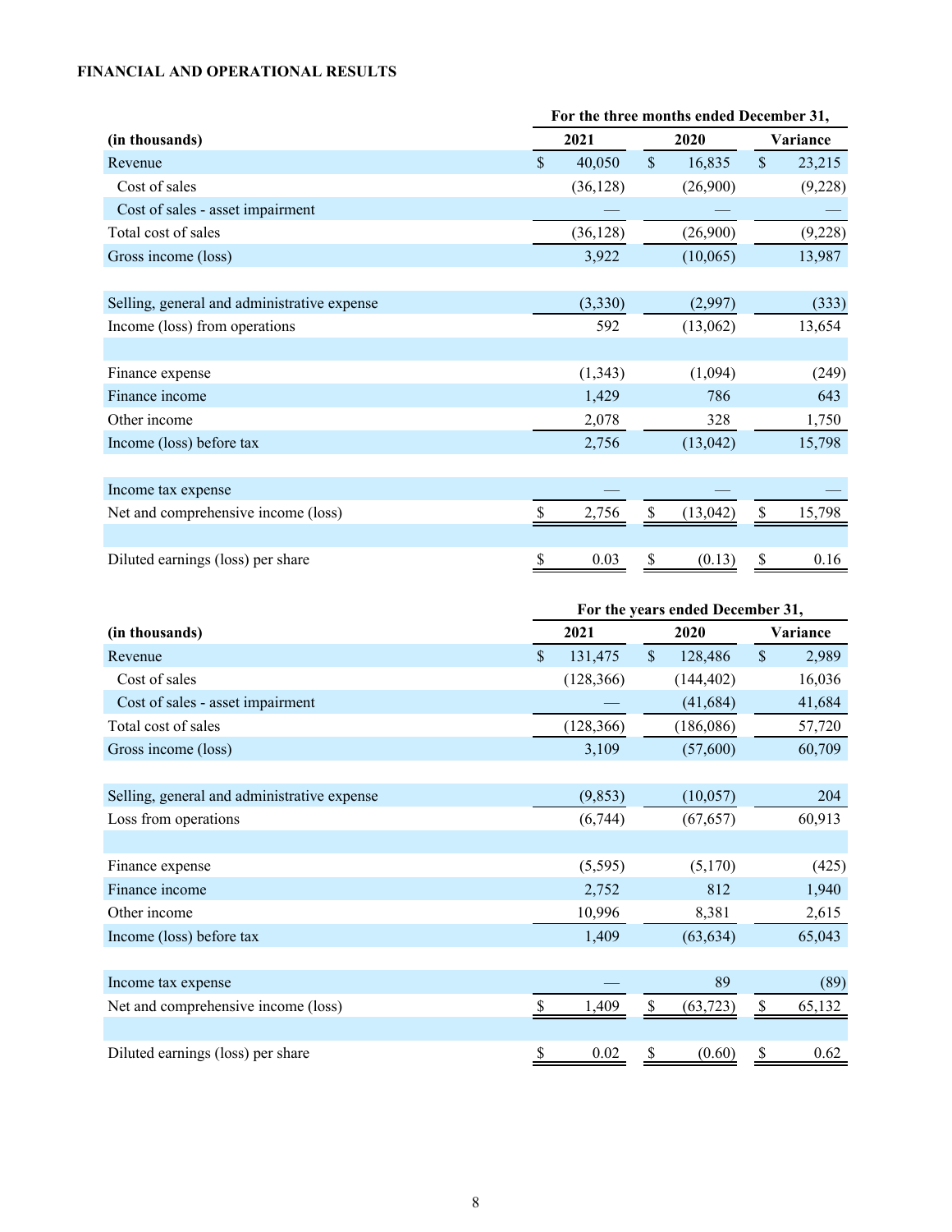**FINANCIAL AND OPERATIONAL RESULTS**

| (in thousands) | For the three months ended December 31, 2021 | 2020 | Variance |
|---|---|---|---|
| Revenue | $ 40,050 | $ 16,835 | $ 23,215 |
| Cost of sales | (36,128) | (26,900) | (9,228) |
| Cost of sales - asset impairment | — | — | — |
| Total cost of sales | (36,128) | (26,900) | (9,228) |
| Gross income (loss) | 3,922 | (10,065) | 13,987 |
| | | | |
| Selling, general and administrative expense | (3,330) | (2,997) | (333) |
| Income (loss) from operations | 592 | (13,062) | 13,654 |
| | | | |
| Finance expense | (1,343) | (1,094) | (249) |
| Finance income | 1,429 | 786 | 643 |
| Other income | 2,078 | 328 | 1,750 |
| Income (loss) before tax | 2,756 | (13,042) | 15,798 |
| | | | |
| Income tax expense | — | — | — |
| Net and comprehensive income (loss) | $ 2,756 | $ (13,042) | $ 15,798 |
| | | | |
| Diluted earnings (loss) per share | $ 0.03 | $ (0.13) | $ 0.16 |

| (in thousands) | For the years ended December 31, 2021 | 2020 | Variance |
|---|---|---|---|
| Revenue | $ 131,475 | $ 128,486 | $ 2,989 |
| Cost of sales | (128,366) | (144,402) | 16,036 |
| Cost of sales - asset impairment | — | (41,684) | 41,684 |
| Total cost of sales | (128,366) | (186,086) | 57,720 |
| Gross income (loss) | 3,109 | (57,600) | 60,709 |
| | | | |
| Selling, general and administrative expense | (9,853) | (10,057) | 204 |
| Loss from operations | (6,744) | (67,657) | 60,913 |
| | | | |
| Finance expense | (5,595) | (5,170) | (425) |
| Finance income | 2,752 | 812 | 1,940 |
| Other income | 10,996 | 8,381 | 2,615 |
| Income (loss) before tax | 1,409 | (63,634) | 65,043 |
| | | | |
| Income tax expense | — | 89 | (89) |
| Net and comprehensive income (loss) | $ 1,409 | $ (63,723) | $ 65,132 |
| | | | |
| Diluted earnings (loss) per share | $ 0.02 | $ (0.60) | $ 0.62 |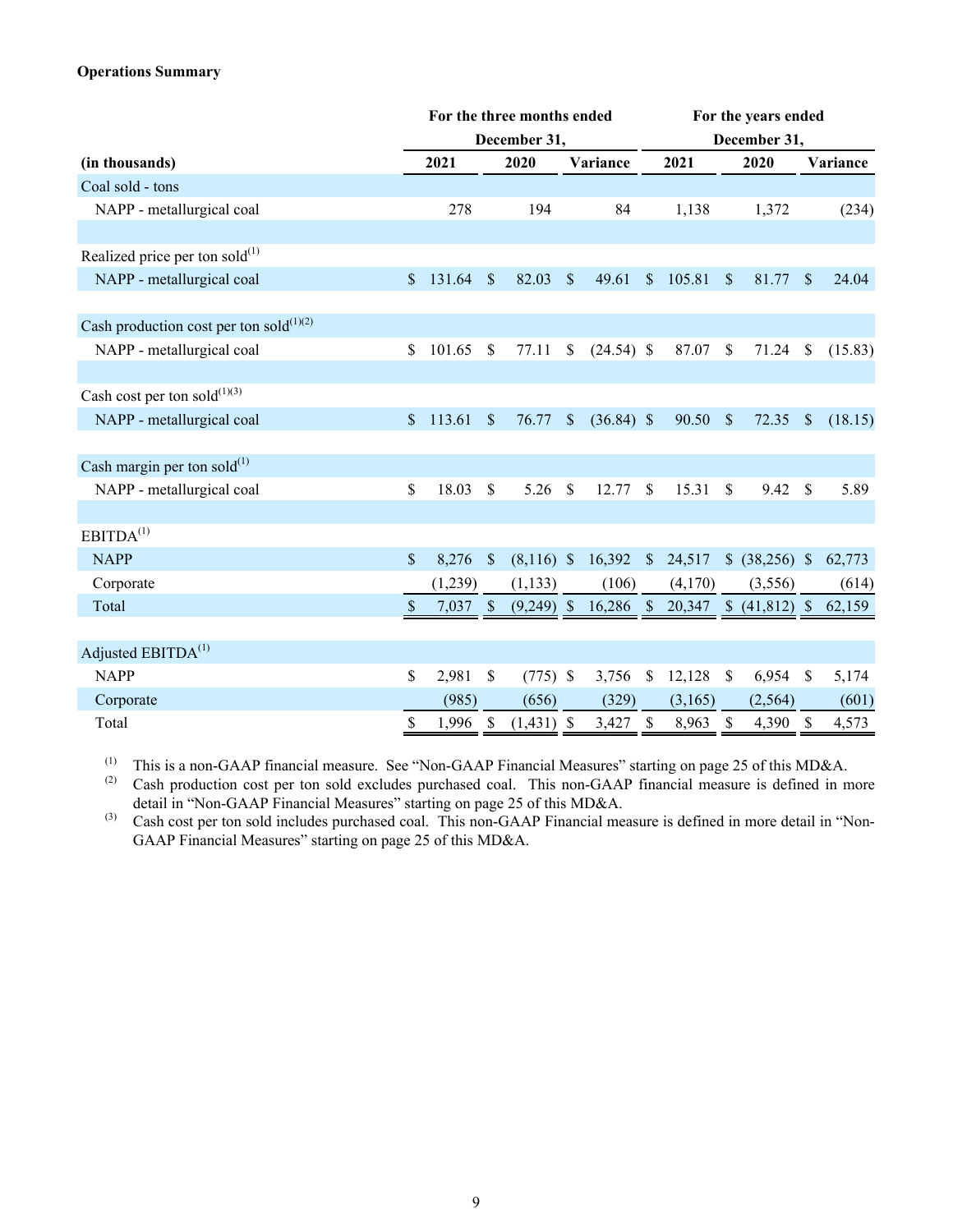**Operations Summary**

| (in thousands) | For the three months ended December 31, | | | For the years ended December 31, | | |
|---|---|---|---|---|---|---|
| | 2021 | 2020 | Variance | 2021 | 2020 | Variance |
| Coal sold - tons | | | | | | |
| NAPP - metallurgical coal | 278 | 194 | 84 | 1,138 | 1,372 | (234) |
| | | | | | | |
| Realized price per ton sold(1) | | | | | | |
| NAPP - metallurgical coal | $ 131.64 | $ 82.03 | $ 49.61 | $ 105.81 | $ 81.77 | $ 24.04 |
| | | | | | | |
| Cash production cost per ton sold(1)(2) | | | | | | |
| NAPP - metallurgical coal | $ 101.65 | $ 77.11 | $ (24.54) | $ 87.07 | $ 71.24 | $ (15.83) |
| | | | | | | |
| Cash cost per ton sold(1)(3) | | | | | | |
| NAPP - metallurgical coal | $ 113.61 | $ 76.77 | $ (36.84) | $ 90.50 | $ 72.35 | $ (18.15) |
| | | | | | | |
| Cash margin per ton sold(1) | | | | | | |
| NAPP - metallurgical coal | $ 18.03 | $ 5.26 | $ 12.77 | $ 15.31 | $ 9.42 | $ 5.89 |
| | | | | | | |
| EBITDA(1) | | | | | | |
| NAPP | $ 8,276 | $ (8,116) | $ 16,392 | $ 24,517 | $ (38,256) | $ 62,773 |
| Corporate | (1,239) | (1,133) | (106) | (4,170) | (3,556) | (614) |
| Total | $ 7,037 | $ (9,249) | $ 16,286 | $ 20,347 | $ (41,812) | $ 62,159 |
| | | | | | | |
| Adjusted EBITDA(1) | | | | | | |
| NAPP | $ 2,981 | $ (775) | $ 3,756 | $ 12,128 | $ 6,954 | $ 5,174 |
| Corporate | (985) | (656) | (329) | (3,165) | (2,564) | (601) |
| Total | $ 1,996 | $ (1,431) | $ 3,427 | $ 8,963 | $ 4,390 | $ 4,573 |

(1) This is a non-GAAP financial measure. See "Non-GAAP Financial Measures" starting on page 25 of this MD&A.

(2) Cash production cost per ton sold excludes purchased coal. This non-GAAP financial measure is defined in more detail in "Non-GAAP Financial Measures" starting on page 25 of this MD&A.

(3) Cash cost per ton sold includes purchased coal. This non-GAAP Financial measure is defined in more detail in "Non-GAAP Financial Measures" starting on page 25 of this MD&A.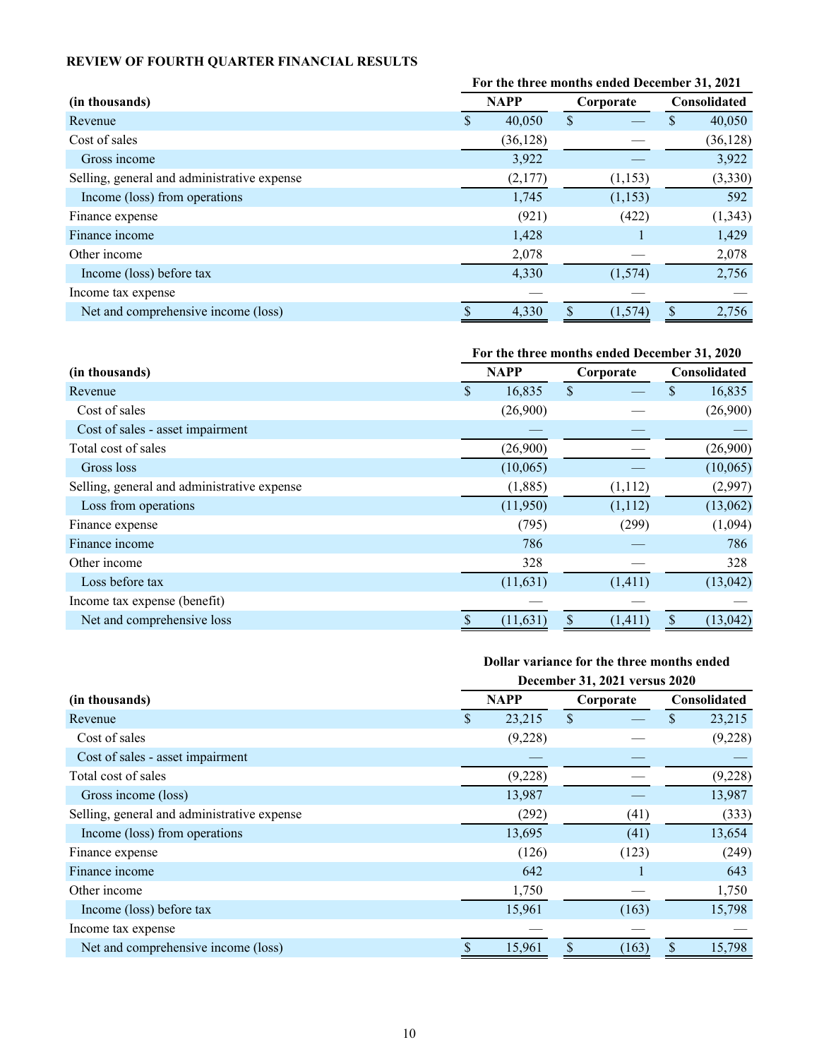**REVIEW OF FOURTH QUARTER FINANCIAL RESULTS**

| (in thousands) | For the three months ended December 31, 2021 | | |
|---|---|---|---|
| | NAPP | Corporate | Consolidated |
| Revenue | $ 40,050 | $ — | $ 40,050 |
| Cost of sales | (36,128) | — | (36,128) |
| Gross income | 3,922 | — | 3,922 |
| Selling, general and administrative expense | (2,177) | (1,153) | (3,330) |
| Income (loss) from operations | 1,745 | (1,153) | 592 |
| Finance expense | (921) | (422) | (1,343) |
| Finance income | 1,428 | 1 | 1,429 |
| Other income | 2,078 | — | 2,078 |
| Income (loss) before tax | 4,330 | (1,574) | 2,756 |
| Income tax expense | — | — | — |
| Net and comprehensive income (loss) | $ 4,330 | $ (1,574) | $ 2,756 |

| (in thousands) | For the three months ended December 31, 2020 | | |
|---|---|---|---|
| | NAPP | Corporate | Consolidated |
| Revenue | $ 16,835 | $ — | $ 16,835 |
| Cost of sales | (26,900) | — | (26,900) |
| Cost of sales - asset impairment | — | — | — |
| Total cost of sales | (26,900) | — | (26,900) |
| Gross loss | (10,065) | — | (10,065) |
| Selling, general and administrative expense | (1,885) | (1,112) | (2,997) |
| Loss from operations | (11,950) | (1,112) | (13,062) |
| Finance expense | (795) | (299) | (1,094) |
| Finance income | 786 | — | 786 |
| Other income | 328 | — | 328 |
| Loss before tax | (11,631) | (1,411) | (13,042) |
| Income tax expense (benefit) | — | — | — |
| Net and comprehensive loss | $ (11,631) | $ (1,411) | $ (13,042) |

| (in thousands) | Dollar variance for the three months ended December 31, 2021 versus 2020 | | |
|---|---|---|---|
| | NAPP | Corporate | Consolidated |
| Revenue | $ 23,215 | $ — | $ 23,215 |
| Cost of sales | (9,228) | — | (9,228) |
| Cost of sales - asset impairment | — | — | — |
| Total cost of sales | (9,228) | — | (9,228) |
| Gross income (loss) | 13,987 | — | 13,987 |
| Selling, general and administrative expense | (292) | (41) | (333) |
| Income (loss) from operations | 13,695 | (41) | 13,654 |
| Finance expense | (126) | (123) | (249) |
| Finance income | 642 | 1 | 643 |
| Other income | 1,750 | — | 1,750 |
| Income (loss) before tax | 15,961 | (163) | 15,798 |
| Income tax expense | — | — | — |
| Net and comprehensive income (loss) | $ 15,961 | $ (163) | $ 15,798 |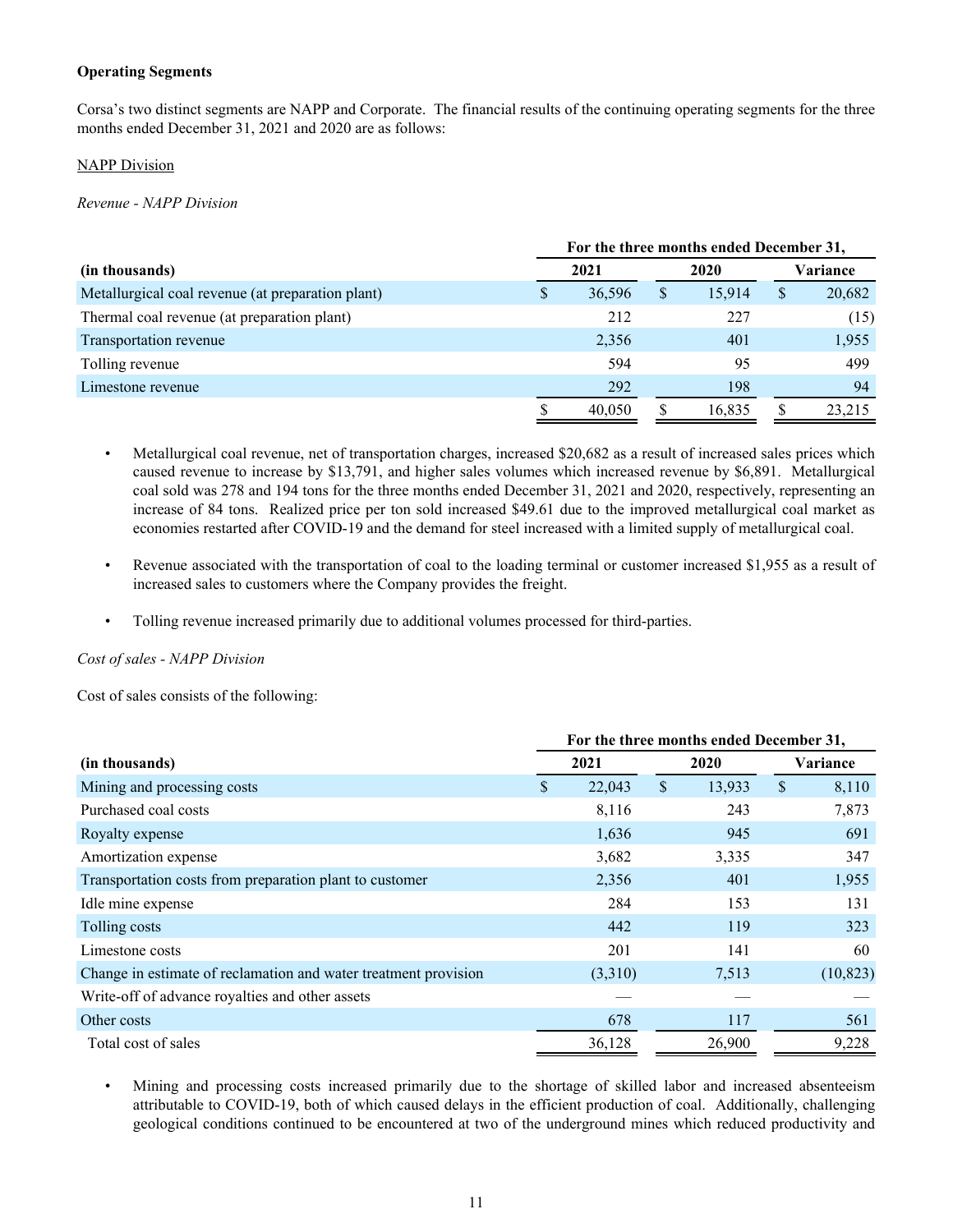**Operating Segments**

Corsa's two distinct segments are NAPP and Corporate. The financial results of the continuing operating segments for the three months ended December 31, 2021 and 2020 are as follows:

<u>NAPP Division</u>

*Revenue - NAPP Division*

| | For the three months ended December 31, | | |
|---|---|---|---|
| **(in thousands)** | **2021** | **2020** | **Variance** |
| Metallurgical coal revenue (at preparation plant) | $ 36,596 | $ 15,914 | $ 20,682 |
| Thermal coal revenue (at preparation plant) | 212 | 227 | (15) |
| Transportation revenue | 2,356 | 401 | 1,955 |
| Tolling revenue | 594 | 95 | 499 |
| Limestone revenue | 292 | 198 | 94 |
| | $ 40,050 | $ 16,835 | $ 23,215 |

- Metallurgical coal revenue, net of transportation charges, increased $20,682 as a result of increased sales prices which caused revenue to increase by $13,791, and higher sales volumes which increased revenue by $6,891. Metallurgical coal sold was 278 and 194 tons for the three months ended December 31, 2021 and 2020, respectively, representing an increase of 84 tons. Realized price per ton sold increased $49.61 due to the improved metallurgical coal market as economies restarted after COVID-19 and the demand for steel increased with a limited supply of metallurgical coal.

- Revenue associated with the transportation of coal to the loading terminal or customer increased $1,955 as a result of increased sales to customers where the Company provides the freight.

- Tolling revenue increased primarily due to additional volumes processed for third-parties.

*Cost of sales - NAPP Division*

Cost of sales consists of the following:

| | For the three months ended December 31, | | |
|---|---|---|---|
| **(in thousands)** | **2021** | **2020** | **Variance** |
| Mining and processing costs | $ 22,043 | $ 13,933 | $ 8,110 |
| Purchased coal costs | 8,116 | 243 | 7,873 |
| Royalty expense | 1,636 | 945 | 691 |
| Amortization expense | 3,682 | 3,335 | 347 |
| Transportation costs from preparation plant to customer | 2,356 | 401 | 1,955 |
| Idle mine expense | 284 | 153 | 131 |
| Tolling costs | 442 | 119 | 323 |
| Limestone costs | 201 | 141 | 60 |
| Change in estimate of reclamation and water treatment provision | (3,310) | 7,513 | (10,823) |
| Write-off of advance royalties and other assets | — | — | — |
| Other costs | 678 | 117 | 561 |
| Total cost of sales | 36,128 | 26,900 | 9,228 |

- Mining and processing costs increased primarily due to the shortage of skilled labor and increased absenteeism attributable to COVID-19, both of which caused delays in the efficient production of coal. Additionally, challenging geological conditions continued to be encountered at two of the underground mines which reduced productivity and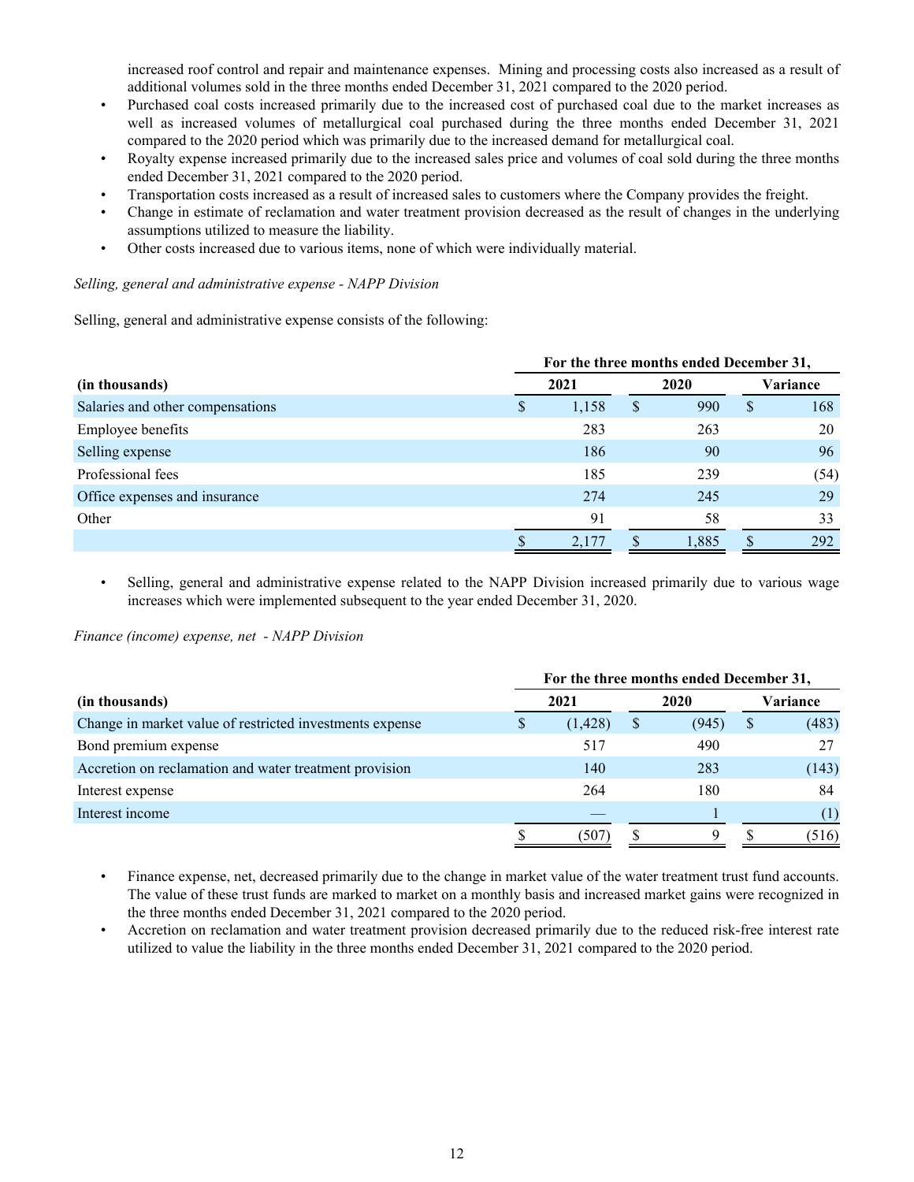increased roof control and repair and maintenance expenses. Mining and processing costs also increased as a result of additional volumes sold in the three months ended December 31, 2021 compared to the 2020 period.

- Purchased coal costs increased primarily due to the increased cost of purchased coal due to the market increases as well as increased volumes of metallurgical coal purchased during the three months ended December 31, 2021 compared to the 2020 period which was primarily due to the increased demand for metallurgical coal.
- Royalty expense increased primarily due to the increased sales price and volumes of coal sold during the three months ended December 31, 2021 compared to the 2020 period.
- Transportation costs increased as a result of increased sales to customers where the Company provides the freight.
- Change in estimate of reclamation and water treatment provision decreased as the result of changes in the underlying assumptions utilized to measure the liability.
- Other costs increased due to various items, none of which were individually material.

*Selling, general and administrative expense - NAPP Division*

Selling, general and administrative expense consists of the following:

| | For the three months ended December 31, | | |
|---|---|---|---|
| **(in thousands)** | **2021** | **2020** | **Variance** |
| Salaries and other compensations | $ 1,158 | $ 990 | $ 168 |
| Employee benefits | 283 | 263 | 20 |
| Selling expense | 186 | 90 | 96 |
| Professional fees | 185 | 239 | (54) |
| Office expenses and insurance | 274 | 245 | 29 |
| Other | 91 | 58 | 33 |
| | $ 2,177 | $ 1,885 | $ 292 |

- Selling, general and administrative expense related to the NAPP Division increased primarily due to various wage increases which were implemented subsequent to the year ended December 31, 2020.

*Finance (income) expense, net - NAPP Division*

| | For the three months ended December 31, | | |
|---|---|---|---|
| **(in thousands)** | **2021** | **2020** | **Variance** |
| Change in market value of restricted investments expense | $ (1,428) | $ (945) | $ (483) |
| Bond premium expense | 517 | 490 | 27 |
| Accretion on reclamation and water treatment provision | 140 | 283 | (143) |
| Interest expense | 264 | 180 | 84 |
| Interest income | — | 1 | (1) |
| | $ (507) | $ 9 | $ (516) |

- Finance expense, net, decreased primarily due to the change in market value of the water treatment trust fund accounts. The value of these trust funds are marked to market on a monthly basis and increased market gains were recognized in the three months ended December 31, 2021 compared to the 2020 period.
- Accretion on reclamation and water treatment provision decreased primarily due to the reduced risk-free interest rate utilized to value the liability in the three months ended December 31, 2021 compared to the 2020 period.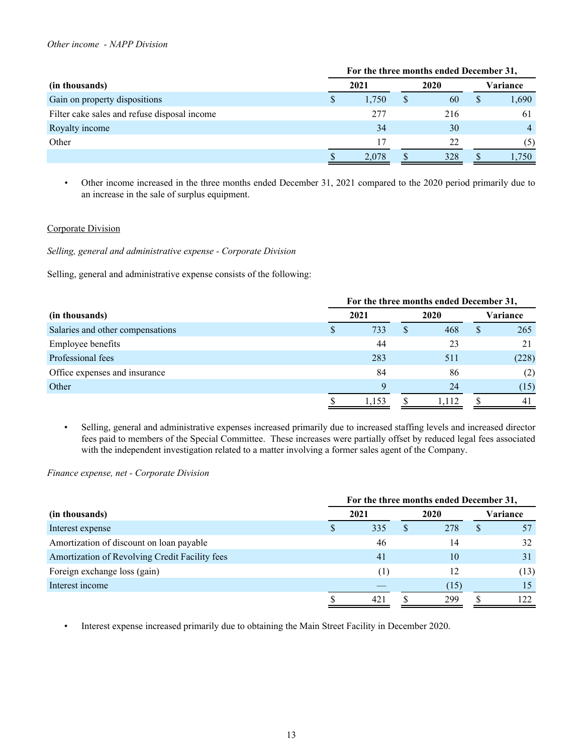*Other income - NAPP Division*

| | For the three months ended December 31, | | |
|---|---|---|---|
| (in thousands) | 2021 | 2020 | Variance |
| Gain on property dispositions | $ 1,750 | $ 60 | $ 1,690 |
| Filter cake sales and refuse disposal income | 277 | 216 | 61 |
| Royalty income | 34 | 30 | 4 |
| Other | 17 | 22 | (5) |
| | $ 2,078 | $ 328 | $ 1,750 |

- Other income increased in the three months ended December 31, 2021 compared to the 2020 period primarily due to an increase in the sale of surplus equipment.

## Corporate Division

*Selling, general and administrative expense - Corporate Division*

Selling, general and administrative expense consists of the following:

| | For the three months ended December 31, | | |
|---|---|---|---|
| (in thousands) | 2021 | 2020 | Variance |
| Salaries and other compensations | $ 733 | $ 468 | $ 265 |
| Employee benefits | 44 | 23 | 21 |
| Professional fees | 283 | 511 | (228) |
| Office expenses and insurance | 84 | 86 | (2) |
| Other | 9 | 24 | (15) |
| | $ 1,153 | $ 1,112 | $ 41 |

- Selling, general and administrative expenses increased primarily due to increased staffing levels and increased director fees paid to members of the Special Committee. These increases were partially offset by reduced legal fees associated with the independent investigation related to a matter involving a former sales agent of the Company.

*Finance expense, net - Corporate Division*

| | For the three months ended December 31, | | |
|---|---|---|---|
| (in thousands) | 2021 | 2020 | Variance |
| Interest expense | $ 335 | $ 278 | $ 57 |
| Amortization of discount on loan payable | 46 | 14 | 32 |
| Amortization of Revolving Credit Facility fees | 41 | 10 | 31 |
| Foreign exchange loss (gain) | (1) | 12 | (13) |
| Interest income | — | (15) | 15 |
| | $ 421 | $ 299 | $ 122 |

- Interest expense increased primarily due to obtaining the Main Street Facility in December 2020.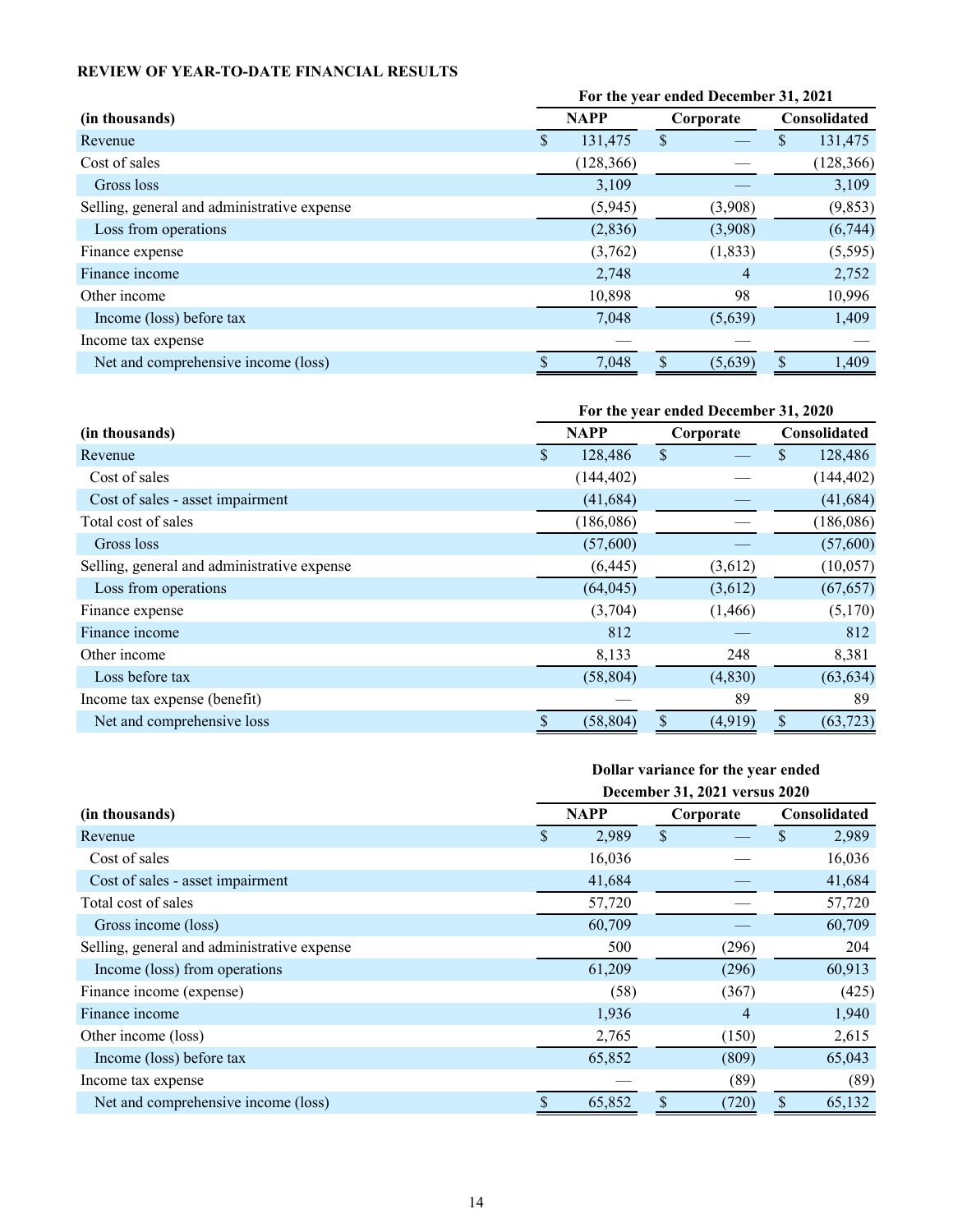**REVIEW OF YEAR-TO-DATE FINANCIAL RESULTS**

| (in thousands) | For the year ended December 31, 2021 | | |
|---|---|---|---|
| | NAPP | Corporate | Consolidated |
| Revenue | $ 131,475 | $ — | $ 131,475 |
| Cost of sales | (128,366) | — | (128,366) |
| Gross loss | 3,109 | — | 3,109 |
| Selling, general and administrative expense | (5,945) | (3,908) | (9,853) |
| Loss from operations | (2,836) | (3,908) | (6,744) |
| Finance expense | (3,762) | (1,833) | (5,595) |
| Finance income | 2,748 | 4 | 2,752 |
| Other income | 10,898 | 98 | 10,996 |
| Income (loss) before tax | 7,048 | (5,639) | 1,409 |
| Income tax expense | — | — | — |
| Net and comprehensive income (loss) | $ 7,048 | $ (5,639) | $ 1,409 |

| (in thousands) | For the year ended December 31, 2020 | | |
|---|---|---|---|
| | NAPP | Corporate | Consolidated |
| Revenue | $ 128,486 | $ — | $ 128,486 |
| Cost of sales | (144,402) | — | (144,402) |
| Cost of sales - asset impairment | (41,684) | — | (41,684) |
| Total cost of sales | (186,086) | — | (186,086) |
| Gross loss | (57,600) | — | (57,600) |
| Selling, general and administrative expense | (6,445) | (3,612) | (10,057) |
| Loss from operations | (64,045) | (3,612) | (67,657) |
| Finance expense | (3,704) | (1,466) | (5,170) |
| Finance income | 812 | — | 812 |
| Other income | 8,133 | 248 | 8,381 |
| Loss before tax | (58,804) | (4,830) | (63,634) |
| Income tax expense (benefit) | — | 89 | 89 |
| Net and comprehensive loss | $ (58,804) | $ (4,919) | $ (63,723) |

| (in thousands) | Dollar variance for the year ended December 31, 2021 versus 2020 | | |
|---|---|---|---|
| | NAPP | Corporate | Consolidated |
| Revenue | $ 2,989 | $ — | $ 2,989 |
| Cost of sales | 16,036 | — | 16,036 |
| Cost of sales - asset impairment | 41,684 | — | 41,684 |
| Total cost of sales | 57,720 | — | 57,720 |
| Gross income (loss) | 60,709 | — | 60,709 |
| Selling, general and administrative expense | 500 | (296) | 204 |
| Income (loss) from operations | 61,209 | (296) | 60,913 |
| Finance income (expense) | (58) | (367) | (425) |
| Finance income | 1,936 | 4 | 1,940 |
| Other income (loss) | 2,765 | (150) | 2,615 |
| Income (loss) before tax | 65,852 | (809) | 65,043 |
| Income tax expense | — | (89) | (89) |
| Net and comprehensive income (loss) | $ 65,852 | $ (720) | $ 65,132 |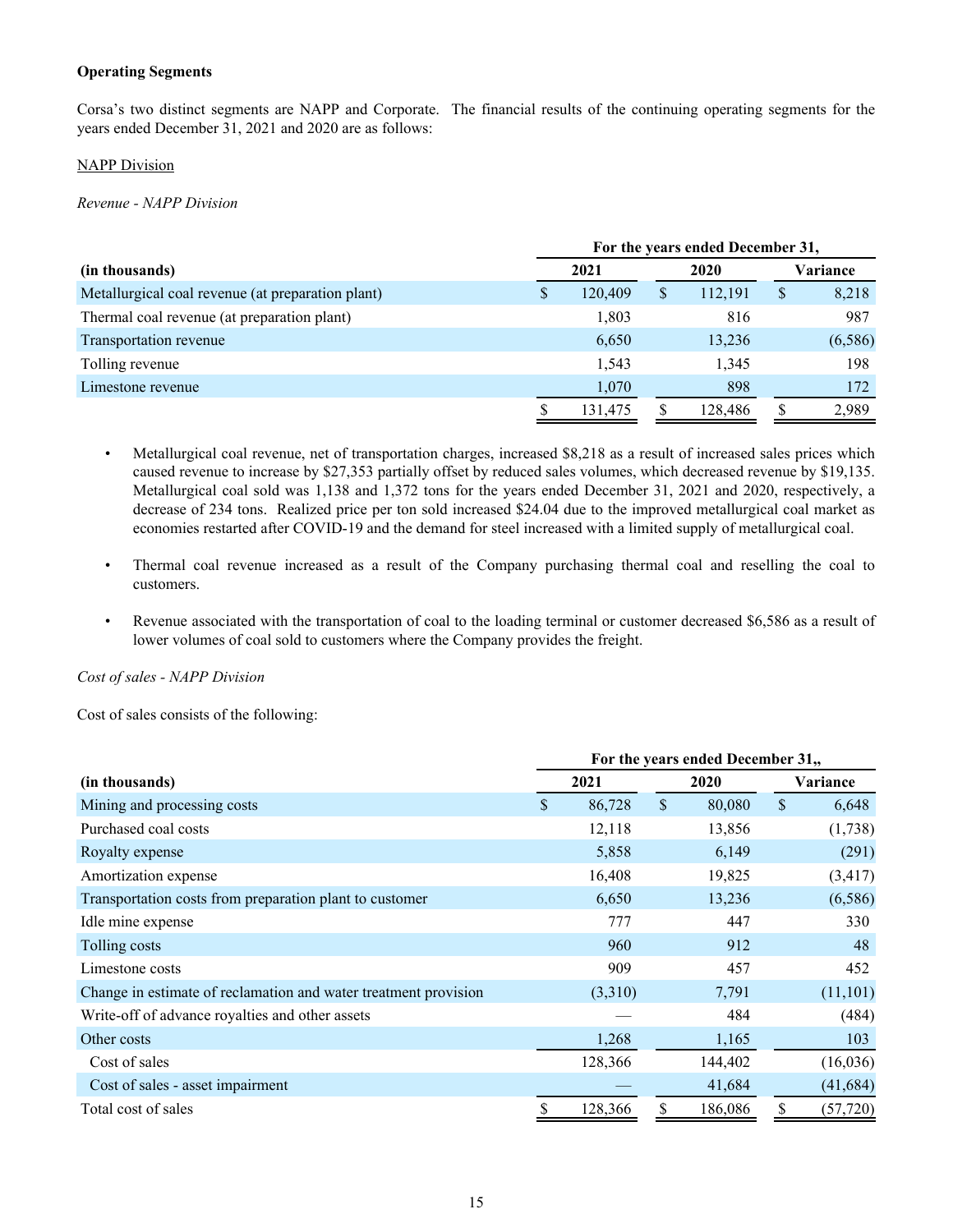**Operating Segments**

Corsa's two distinct segments are NAPP and Corporate. The financial results of the continuing operating segments for the years ended December 31, 2021 and 2020 are as follows:

NAPP Division

*Revenue - NAPP Division*

| | For the years ended December 31, | | |
|---|---|---|---|
| (in thousands) | 2021 | 2020 | Variance |
| Metallurgical coal revenue (at preparation plant) | $ 120,409 | $ 112,191 | $ 8,218 |
| Thermal coal revenue (at preparation plant) | 1,803 | 816 | 987 |
| Transportation revenue | 6,650 | 13,236 | (6,586) |
| Tolling revenue | 1,543 | 1,345 | 198 |
| Limestone revenue | 1,070 | 898 | 172 |
| | $ 131,475 | $ 128,486 | $ 2,989 |

- Metallurgical coal revenue, net of transportation charges, increased $8,218 as a result of increased sales prices which caused revenue to increase by $27,353 partially offset by reduced sales volumes, which decreased revenue by $19,135. Metallurgical coal sold was 1,138 and 1,372 tons for the years ended December 31, 2021 and 2020, respectively, a decrease of 234 tons. Realized price per ton sold increased $24.04 due to the improved metallurgical coal market as economies restarted after COVID-19 and the demand for steel increased with a limited supply of metallurgical coal.

- Thermal coal revenue increased as a result of the Company purchasing thermal coal and reselling the coal to customers.

- Revenue associated with the transportation of coal to the loading terminal or customer decreased $6,586 as a result of lower volumes of coal sold to customers where the Company provides the freight.

*Cost of sales - NAPP Division*

Cost of sales consists of the following:

| | For the years ended December 31,, | | |
|---|---|---|---|
| (in thousands) | 2021 | 2020 | Variance |
| Mining and processing costs | $ 86,728 | $ 80,080 | $ 6,648 |
| Purchased coal costs | 12,118 | 13,856 | (1,738) |
| Royalty expense | 5,858 | 6,149 | (291) |
| Amortization expense | 16,408 | 19,825 | (3,417) |
| Transportation costs from preparation plant to customer | 6,650 | 13,236 | (6,586) |
| Idle mine expense | 777 | 447 | 330 |
| Tolling costs | 960 | 912 | 48 |
| Limestone costs | 909 | 457 | 452 |
| Change in estimate of reclamation and water treatment provision | (3,310) | 7,791 | (11,101) |
| Write-off of advance royalties and other assets | — | 484 | (484) |
| Other costs | 1,268 | 1,165 | 103 |
| Cost of sales | 128,366 | 144,402 | (16,036) |
| Cost of sales - asset impairment | — | 41,684 | (41,684) |
| Total cost of sales | $ 128,366 | $ 186,086 | $ (57,720) |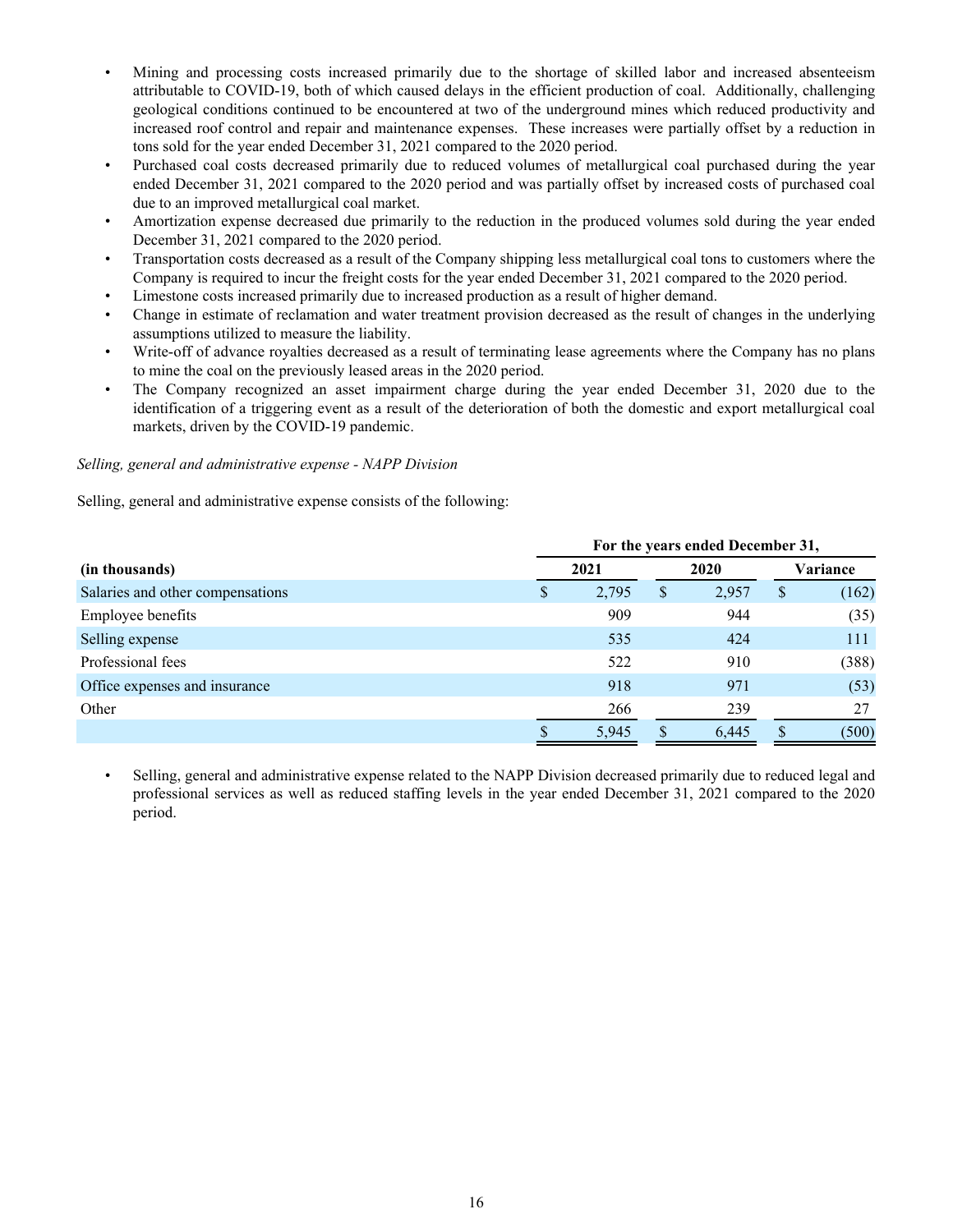- Mining and processing costs increased primarily due to the shortage of skilled labor and increased absenteeism attributable to COVID-19, both of which caused delays in the efficient production of coal. Additionally, challenging geological conditions continued to be encountered at two of the underground mines which reduced productivity and increased roof control and repair and maintenance expenses. These increases were partially offset by a reduction in tons sold for the year ended December 31, 2021 compared to the 2020 period.
- Purchased coal costs decreased primarily due to reduced volumes of metallurgical coal purchased during the year ended December 31, 2021 compared to the 2020 period and was partially offset by increased costs of purchased coal due to an improved metallurgical coal market.
- Amortization expense decreased due primarily to the reduction in the produced volumes sold during the year ended December 31, 2021 compared to the 2020 period.
- Transportation costs decreased as a result of the Company shipping less metallurgical coal tons to customers where the Company is required to incur the freight costs for the year ended December 31, 2021 compared to the 2020 period.
- Limestone costs increased primarily due to increased production as a result of higher demand.
- Change in estimate of reclamation and water treatment provision decreased as the result of changes in the underlying assumptions utilized to measure the liability.
- Write-off of advance royalties decreased as a result of terminating lease agreements where the Company has no plans to mine the coal on the previously leased areas in the 2020 period.
- The Company recognized an asset impairment charge during the year ended December 31, 2020 due to the identification of a triggering event as a result of the deterioration of both the domestic and export metallurgical coal markets, driven by the COVID-19 pandemic.

*Selling, general and administrative expense - NAPP Division*

Selling, general and administrative expense consists of the following:

| | For the years ended December 31, | | |
|---|---|---|---|
| **(in thousands)** | **2021** | **2020** | **Variance** |
| Salaries and other compensations | $ 2,795 | $ 2,957 | $ (162) |
| Employee benefits | 909 | 944 | (35) |
| Selling expense | 535 | 424 | 111 |
| Professional fees | 522 | 910 | (388) |
| Office expenses and insurance | 918 | 971 | (53) |
| Other | 266 | 239 | 27 |
| | $ 5,945 | $ 6,445 | $ (500) |

- Selling, general and administrative expense related to the NAPP Division decreased primarily due to reduced legal and professional services as well as reduced staffing levels in the year ended December 31, 2021 compared to the 2020 period.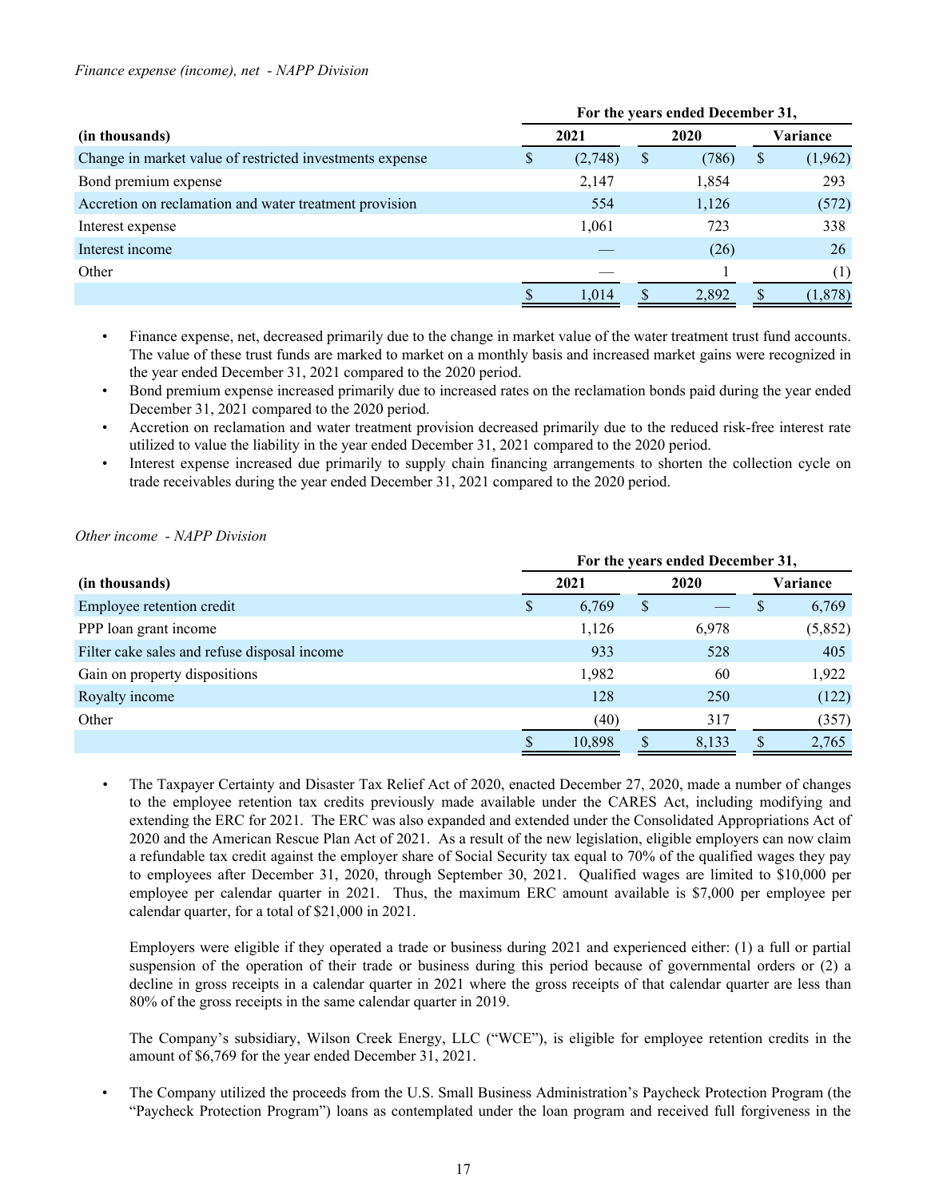*Finance expense (income), net - NAPP Division*

| | For the years ended December 31, | | |
|---|---|---|---|
| (in thousands) | 2021 | 2020 | Variance |
| Change in market value of restricted investments expense | $ (2,748) | $ (786) | $ (1,962) |
| Bond premium expense | 2,147 | 1,854 | 293 |
| Accretion on reclamation and water treatment provision | 554 | 1,126 | (572) |
| Interest expense | 1,061 | 723 | 338 |
| Interest income | — | (26) | 26 |
| Other | — | 1 | (1) |
| | $ 1,014 | $ 2,892 | $ (1,878) |

- Finance expense, net, decreased primarily due to the change in market value of the water treatment trust fund accounts. The value of these trust funds are marked to market on a monthly basis and increased market gains were recognized in the year ended December 31, 2021 compared to the 2020 period.
- Bond premium expense increased primarily due to increased rates on the reclamation bonds paid during the year ended December 31, 2021 compared to the 2020 period.
- Accretion on reclamation and water treatment provision decreased primarily due to the reduced risk-free interest rate utilized to value the liability in the year ended December 31, 2021 compared to the 2020 period.
- Interest expense increased due primarily to supply chain financing arrangements to shorten the collection cycle on trade receivables during the year ended December 31, 2021 compared to the 2020 period.

*Other income - NAPP Division*

| | For the years ended December 31, | | |
|---|---|---|---|
| (in thousands) | 2021 | 2020 | Variance |
| Employee retention credit | $ 6,769 | $ — | $ 6,769 |
| PPP loan grant income | 1,126 | 6,978 | (5,852) |
| Filter cake sales and refuse disposal income | 933 | 528 | 405 |
| Gain on property dispositions | 1,982 | 60 | 1,922 |
| Royalty income | 128 | 250 | (122) |
| Other | (40) | 317 | (357) |
| | $ 10,898 | $ 8,133 | $ 2,765 |

- The Taxpayer Certainty and Disaster Tax Relief Act of 2020, enacted December 27, 2020, made a number of changes to the employee retention tax credits previously made available under the CARES Act, including modifying and extending the ERC for 2021. The ERC was also expanded and extended under the Consolidated Appropriations Act of 2020 and the American Rescue Plan Act of 2021. As a result of the new legislation, eligible employers can now claim a refundable tax credit against the employer share of Social Security tax equal to 70% of the qualified wages they pay to employees after December 31, 2020, through September 30, 2021. Qualified wages are limited to $10,000 per employee per calendar quarter in 2021. Thus, the maximum ERC amount available is $7,000 per employee per calendar quarter, for a total of $21,000 in 2021.

  Employers were eligible if they operated a trade or business during 2021 and experienced either: (1) a full or partial suspension of the operation of their trade or business during this period because of governmental orders or (2) a decline in gross receipts in a calendar quarter in 2021 where the gross receipts of that calendar quarter are less than 80% of the gross receipts in the same calendar quarter in 2019.

  The Company's subsidiary, Wilson Creek Energy, LLC ("WCE"), is eligible for employee retention credits in the amount of $6,769 for the year ended December 31, 2021.

- The Company utilized the proceeds from the U.S. Small Business Administration's Paycheck Protection Program (the "Paycheck Protection Program") loans as contemplated under the loan program and received full forgiveness in the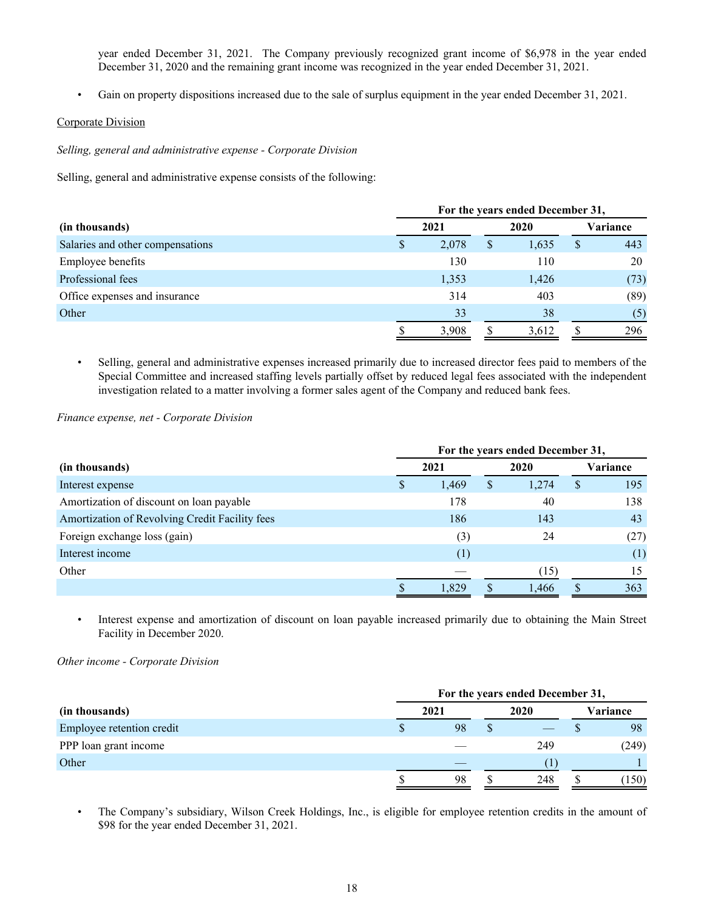year ended December 31, 2021. The Company previously recognized grant income of $6,978 in the year ended December 31, 2020 and the remaining grant income was recognized in the year ended December 31, 2021.

- Gain on property dispositions increased due to the sale of surplus equipment in the year ended December 31, 2021.

Corporate Division

*Selling, general and administrative expense - Corporate Division*

Selling, general and administrative expense consists of the following:

| | For the years ended December 31, | | |
|---|---|---|---|
| **(in thousands)** | **2021** | **2020** | **Variance** |
| Salaries and other compensations | $ 2,078 | $ 1,635 | $ 443 |
| Employee benefits | 130 | 110 | 20 |
| Professional fees | 1,353 | 1,426 | (73) |
| Office expenses and insurance | 314 | 403 | (89) |
| Other | 33 | 38 | (5) |
| | $ 3,908 | $ 3,612 | $ 296 |

- Selling, general and administrative expenses increased primarily due to increased director fees paid to members of the Special Committee and increased staffing levels partially offset by reduced legal fees associated with the independent investigation related to a matter involving a former sales agent of the Company and reduced bank fees.

*Finance expense, net - Corporate Division*

| | For the years ended December 31, | | |
|---|---|---|---|
| **(in thousands)** | **2021** | **2020** | **Variance** |
| Interest expense | $ 1,469 | $ 1,274 | $ 195 |
| Amortization of discount on loan payable | 178 | 40 | 138 |
| Amortization of Revolving Credit Facility fees | 186 | 143 | 43 |
| Foreign exchange loss (gain) | (3) | 24 | (27) |
| Interest income | (1) | | (1) |
| Other | — | (15) | 15 |
| | $ 1,829 | $ 1,466 | $ 363 |

- Interest expense and amortization of discount on loan payable increased primarily due to obtaining the Main Street Facility in December 2020.

*Other income - Corporate Division*

| | For the years ended December 31, | | |
|---|---|---|---|
| **(in thousands)** | **2021** | **2020** | **Variance** |
| Employee retention credit | $ 98 | $ — | $ 98 |
| PPP loan grant income | — | 249 | (249) |
| Other | — | (1) | 1 |
| | $ 98 | $ 248 | $ (150) |

- The Company's subsidiary, Wilson Creek Holdings, Inc., is eligible for employee retention credits in the amount of $98 for the year ended December 31, 2021.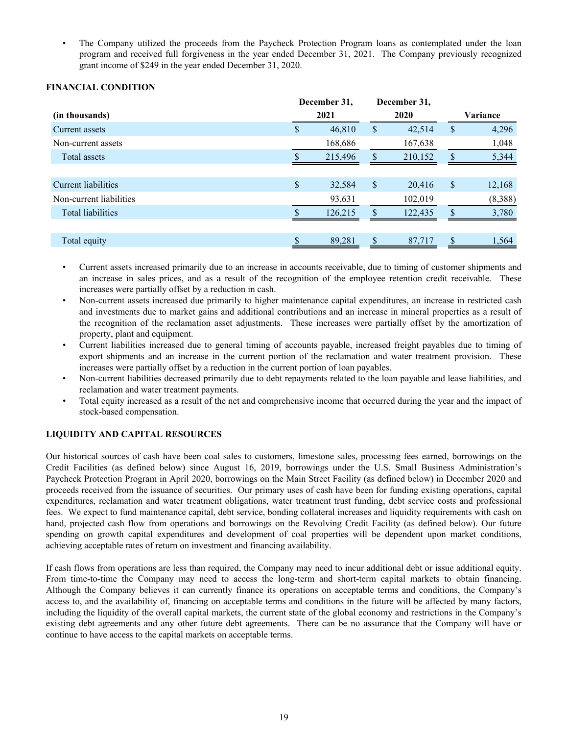- The Company utilized the proceeds from the Paycheck Protection Program loans as contemplated under the loan program and received full forgiveness in the year ended December 31, 2021. The Company previously recognized grant income of $249 in the year ended December 31, 2020.

**FINANCIAL CONDITION**

| (in thousands) | December 31, 2021 | December 31, 2020 | Variance |
|---|---|---|---|
| Current assets | $ 46,810 | $ 42,514 | $ 4,296 |
| Non-current assets | 168,686 | 167,638 | 1,048 |
| Total assets | $ 215,496 | $ 210,152 | $ 5,344 |
| | | | |
| Current liabilities | $ 32,584 | $ 20,416 | $ 12,168 |
| Non-current liabilities | 93,631 | 102,019 | (8,388) |
| Total liabilities | $ 126,215 | $ 122,435 | $ 3,780 |
| | | | |
| Total equity | $ 89,281 | $ 87,717 | $ 1,564 |

- Current assets increased primarily due to an increase in accounts receivable, due to timing of customer shipments and an increase in sales prices, and as a result of the recognition of the employee retention credit receivable. These increases were partially offset by a reduction in cash.
- Non-current assets increased due primarily to higher maintenance capital expenditures, an increase in restricted cash and investments due to market gains and additional contributions and an increase in mineral properties as a result of the recognition of the reclamation asset adjustments. These increases were partially offset by the amortization of property, plant and equipment.
- Current liabilities increased due to general timing of accounts payable, increased freight payables due to timing of export shipments and an increase in the current portion of the reclamation and water treatment provision. These increases were partially offset by a reduction in the current portion of loan payables.
- Non-current liabilities decreased primarily due to debt repayments related to the loan payable and lease liabilities, and reclamation and water treatment payments.
- Total equity increased as a result of the net and comprehensive income that occurred during the year and the impact of stock-based compensation.

**LIQUIDITY AND CAPITAL RESOURCES**

Our historical sources of cash have been coal sales to customers, limestone sales, processing fees earned, borrowings on the Credit Facilities (as defined below) since August 16, 2019, borrowings under the U.S. Small Business Administration's Paycheck Protection Program in April 2020, borrowings on the Main Street Facility (as defined below) in December 2020 and proceeds received from the issuance of securities. Our primary uses of cash have been for funding existing operations, capital expenditures, reclamation and water treatment obligations, water treatment trust funding, debt service costs and professional fees. We expect to fund maintenance capital, debt service, bonding collateral increases and liquidity requirements with cash on hand, projected cash flow from operations and borrowings on the Revolving Credit Facility (as defined below). Our future spending on growth capital expenditures and development of coal properties will be dependent upon market conditions, achieving acceptable rates of return on investment and financing availability.

If cash flows from operations are less than required, the Company may need to incur additional debt or issue additional equity. From time-to-time the Company may need to access the long-term and short-term capital markets to obtain financing. Although the Company believes it can currently finance its operations on acceptable terms and conditions, the Company's access to, and the availability of, financing on acceptable terms and conditions in the future will be affected by many factors, including the liquidity of the overall capital markets, the current state of the global economy and restrictions in the Company's existing debt agreements and any other future debt agreements. There can be no assurance that the Company will have or continue to have access to the capital markets on acceptable terms.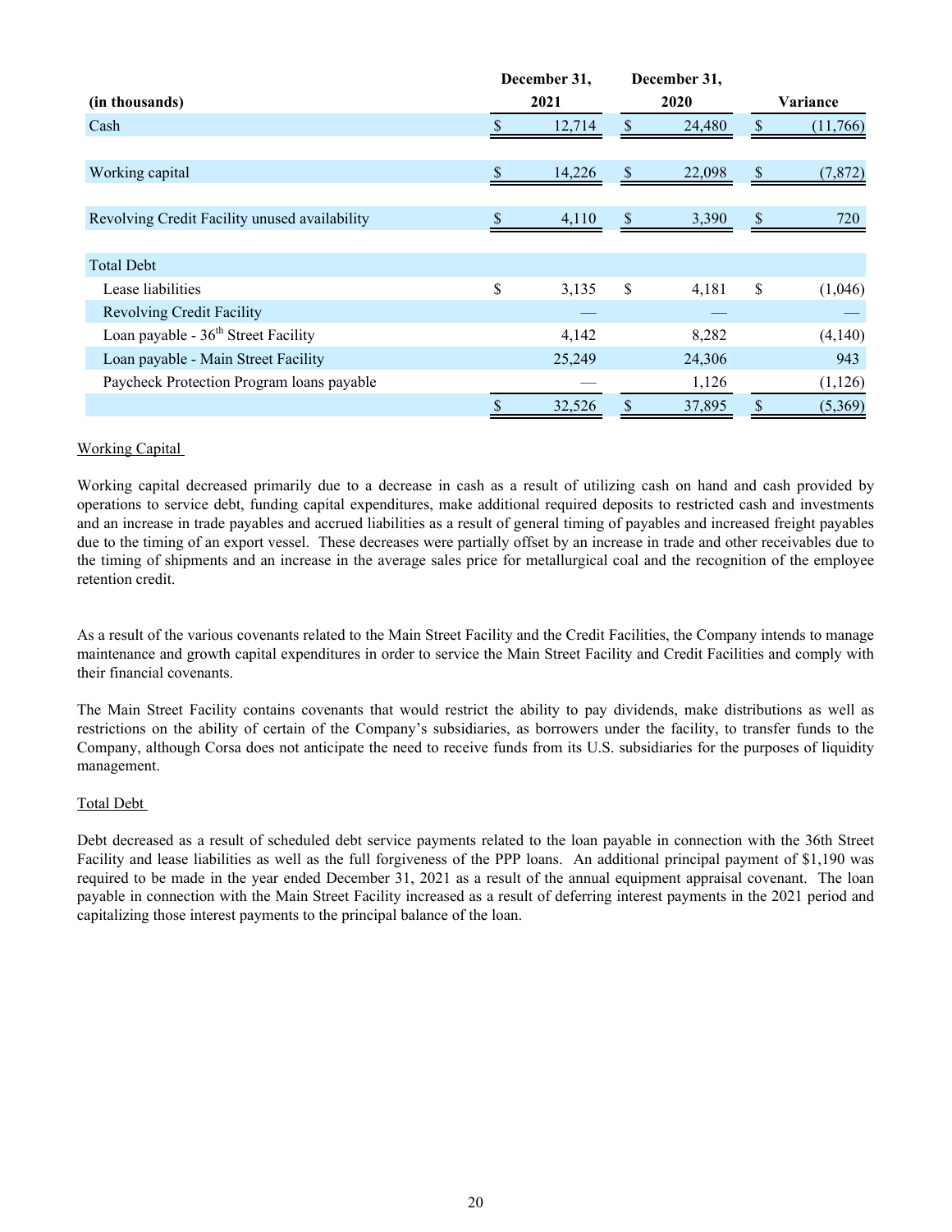| (in thousands) | December 31, 2021 | December 31, 2020 | Variance |
|---|---|---|---|
| Cash | $ 12,714 | $ 24,480 | $ (11,766) |
| Working capital | $ 14,226 | $ 22,098 | $ (7,872) |
| Revolving Credit Facility unused availability | $ 4,110 | $ 3,390 | $ 720 |
| Total Debt | | | |
| Lease liabilities | $ 3,135 | $ 4,181 | $ (1,046) |
| Revolving Credit Facility | — | — | — |
| Loan payable - 36th Street Facility | 4,142 | 8,282 | (4,140) |
| Loan payable - Main Street Facility | 25,249 | 24,306 | 943 |
| Paycheck Protection Program loans payable | — | 1,126 | (1,126) |
| | $ 32,526 | $ 37,895 | $ (5,369) |

Working Capital

Working capital decreased primarily due to a decrease in cash as a result of utilizing cash on hand and cash provided by operations to service debt, funding capital expenditures, make additional required deposits to restricted cash and investments and an increase in trade payables and accrued liabilities as a result of general timing of payables and increased freight payables due to the timing of an export vessel. These decreases were partially offset by an increase in trade and other receivables due to the timing of shipments and an increase in the average sales price for metallurgical coal and the recognition of the employee retention credit.

As a result of the various covenants related to the Main Street Facility and the Credit Facilities, the Company intends to manage maintenance and growth capital expenditures in order to service the Main Street Facility and Credit Facilities and comply with their financial covenants.

The Main Street Facility contains covenants that would restrict the ability to pay dividends, make distributions as well as restrictions on the ability of certain of the Company's subsidiaries, as borrowers under the facility, to transfer funds to the Company, although Corsa does not anticipate the need to receive funds from its U.S. subsidiaries for the purposes of liquidity management.

Total Debt

Debt decreased as a result of scheduled debt service payments related to the loan payable in connection with the 36th Street Facility and lease liabilities as well as the full forgiveness of the PPP loans. An additional principal payment of $1,190 was required to be made in the year ended December 31, 2021 as a result of the annual equipment appraisal covenant. The loan payable in connection with the Main Street Facility increased as a result of deferring interest payments in the 2021 period and capitalizing those interest payments to the principal balance of the loan.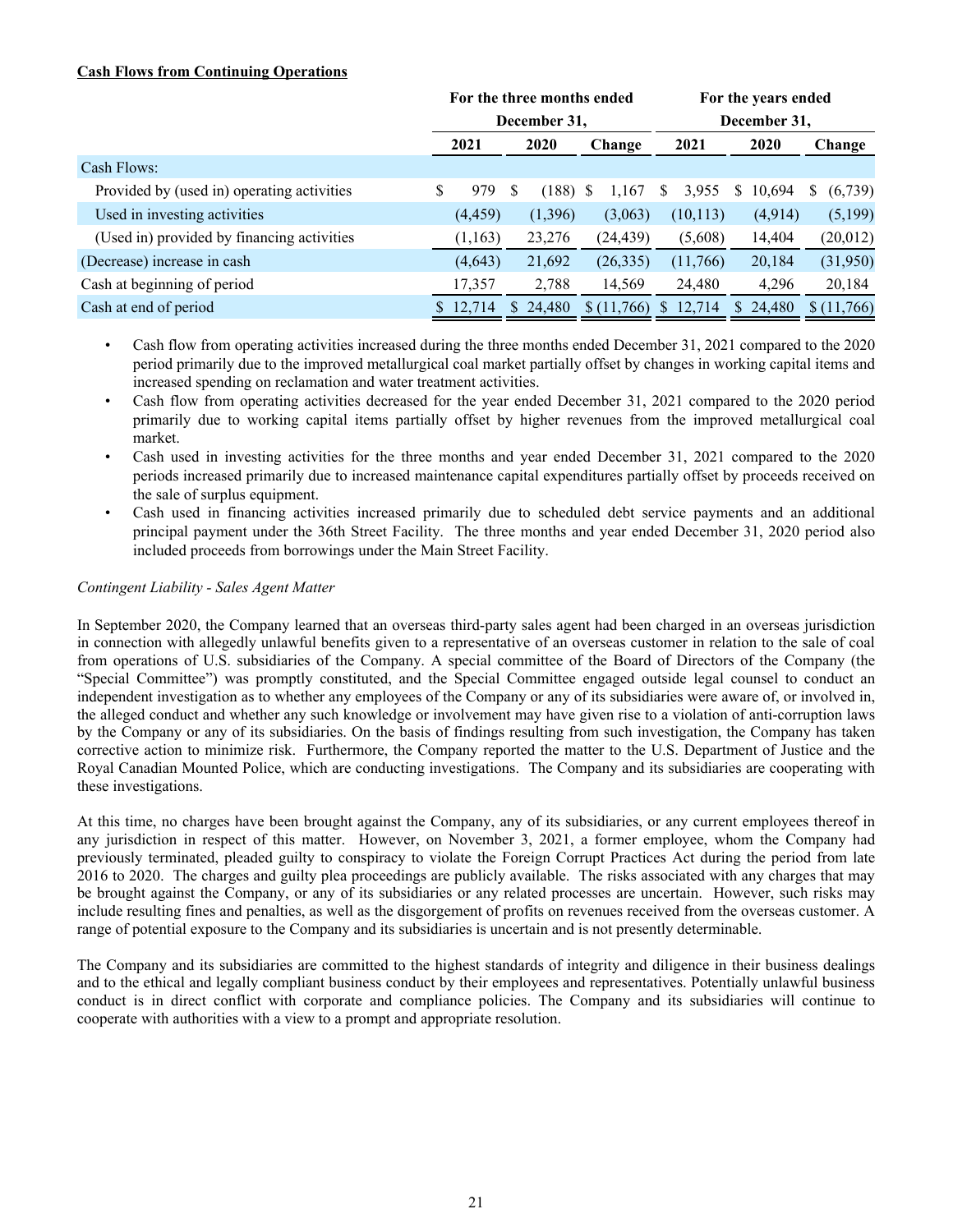**Cash Flows from Continuing Operations**

| | For the three months ended December 31, | | | For the years ended December 31, | | |
|---|---|---|---|---|---|---|
| | 2021 | 2020 | Change | 2021 | 2020 | Change |
| Cash Flows: | | | | | | |
| Provided by (used in) operating activities | $ 979 | $ (188) | $ 1,167 | $ 3,955 | $ 10,694 | $ (6,739) |
| Used in investing activities | (4,459) | (1,396) | (3,063) | (10,113) | (4,914) | (5,199) |
| (Used in) provided by financing activities | (1,163) | 23,276 | (24,439) | (5,608) | 14,404 | (20,012) |
| (Decrease) increase in cash | (4,643) | 21,692 | (26,335) | (11,766) | 20,184 | (31,950) |
| Cash at beginning of period | 17,357 | 2,788 | 14,569 | 24,480 | 4,296 | 20,184 |
| Cash at end of period | $ 12,714 | $ 24,480 | $ (11,766) | $ 12,714 | $ 24,480 | $ (11,766) |

- Cash flow from operating activities increased during the three months ended December 31, 2021 compared to the 2020 period primarily due to the improved metallurgical coal market partially offset by changes in working capital items and increased spending on reclamation and water treatment activities.
- Cash flow from operating activities decreased for the year ended December 31, 2021 compared to the 2020 period primarily due to working capital items partially offset by higher revenues from the improved metallurgical coal market.
- Cash used in investing activities for the three months and year ended December 31, 2021 compared to the 2020 periods increased primarily due to increased maintenance capital expenditures partially offset by proceeds received on the sale of surplus equipment.
- Cash used in financing activities increased primarily due to scheduled debt service payments and an additional principal payment under the 36th Street Facility. The three months and year ended December 31, 2020 period also included proceeds from borrowings under the Main Street Facility.

*Contingent Liability - Sales Agent Matter*

In September 2020, the Company learned that an overseas third-party sales agent had been charged in an overseas jurisdiction in connection with allegedly unlawful benefits given to a representative of an overseas customer in relation to the sale of coal from operations of U.S. subsidiaries of the Company. A special committee of the Board of Directors of the Company (the "Special Committee") was promptly constituted, and the Special Committee engaged outside legal counsel to conduct an independent investigation as to whether any employees of the Company or any of its subsidiaries were aware of, or involved in, the alleged conduct and whether any such knowledge or involvement may have given rise to a violation of anti-corruption laws by the Company or any of its subsidiaries. On the basis of findings resulting from such investigation, the Company has taken corrective action to minimize risk. Furthermore, the Company reported the matter to the U.S. Department of Justice and the Royal Canadian Mounted Police, which are conducting investigations. The Company and its subsidiaries are cooperating with these investigations.

At this time, no charges have been brought against the Company, any of its subsidiaries, or any current employees thereof in any jurisdiction in respect of this matter. However, on November 3, 2021, a former employee, whom the Company had previously terminated, pleaded guilty to conspiracy to violate the Foreign Corrupt Practices Act during the period from late 2016 to 2020. The charges and guilty plea proceedings are publicly available. The risks associated with any charges that may be brought against the Company, or any of its subsidiaries or any related processes are uncertain. However, such risks may include resulting fines and penalties, as well as the disgorgement of profits on revenues received from the overseas customer. A range of potential exposure to the Company and its subsidiaries is uncertain and is not presently determinable.

The Company and its subsidiaries are committed to the highest standards of integrity and diligence in their business dealings and to the ethical and legally compliant business conduct by their employees and representatives. Potentially unlawful business conduct is in direct conflict with corporate and compliance policies. The Company and its subsidiaries will continue to cooperate with authorities with a view to a prompt and appropriate resolution.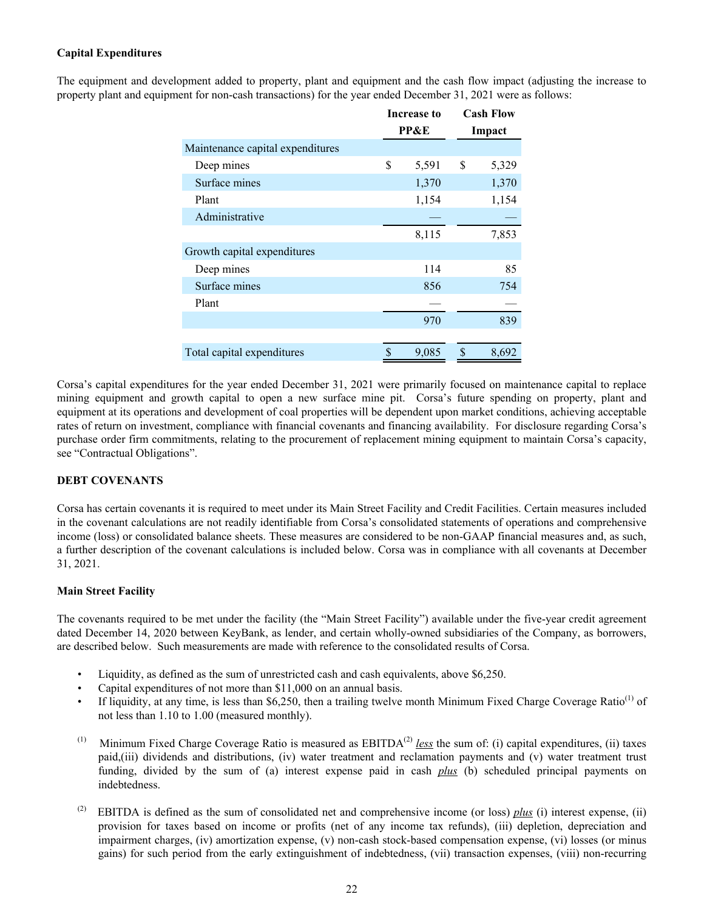**Capital Expenditures**

The equipment and development added to property, plant and equipment and the cash flow impact (adjusting the increase to property plant and equipment for non-cash transactions) for the year ended December 31, 2021 were as follows:

| | Increase to PP&E | Cash Flow Impact |
|---|---|---|
| Maintenance capital expenditures | | |
| Deep mines | $ 5,591 | $ 5,329 |
| Surface mines | 1,370 | 1,370 |
| Plant | 1,154 | 1,154 |
| Administrative | — | — |
| | 8,115 | 7,853 |
| Growth capital expenditures | | |
| Deep mines | 114 | 85 |
| Surface mines | 856 | 754 |
| Plant | — | — |
| | 970 | 839 |
| Total capital expenditures | $ 9,085 | $ 8,692 |

Corsa's capital expenditures for the year ended December 31, 2021 were primarily focused on maintenance capital to replace mining equipment and growth capital to open a new surface mine pit. Corsa's future spending on property, plant and equipment at its operations and development of coal properties will be dependent upon market conditions, achieving acceptable rates of return on investment, compliance with financial covenants and financing availability. For disclosure regarding Corsa's purchase order firm commitments, relating to the procurement of replacement mining equipment to maintain Corsa's capacity, see "Contractual Obligations".

## DEBT COVENANTS

Corsa has certain covenants it is required to meet under its Main Street Facility and Credit Facilities. Certain measures included in the covenant calculations are not readily identifiable from Corsa's consolidated statements of operations and comprehensive income (loss) or consolidated balance sheets. These measures are considered to be non-GAAP financial measures and, as such, a further description of the covenant calculations is included below. Corsa was in compliance with all covenants at December 31, 2021.

**Main Street Facility**

The covenants required to be met under the facility (the "Main Street Facility") available under the five-year credit agreement dated December 14, 2020 between KeyBank, as lender, and certain wholly-owned subsidiaries of the Company, as borrowers, are described below. Such measurements are made with reference to the consolidated results of Corsa.

- Liquidity, as defined as the sum of unrestricted cash and cash equivalents, above $6,250.
- Capital expenditures of not more than $11,000 on an annual basis.
- If liquidity, at any time, is less than $6,250, then a trailing twelve month Minimum Fixed Charge Coverage Ratio[1] of not less than 1.10 to 1.00 (measured monthly).

[1] Minimum Fixed Charge Coverage Ratio is measured as EBITDA[2] *less* the sum of: (i) capital expenditures, (ii) taxes paid,(iii) dividends and distributions, (iv) water treatment and reclamation payments and (v) water treatment trust funding, divided by the sum of (a) interest expense paid in cash *plus* (b) scheduled principal payments on indebtedness.

[2] EBITDA is defined as the sum of consolidated net and comprehensive income (or loss) *plus* (i) interest expense, (ii) provision for taxes based on income or profits (net of any income tax refunds), (iii) depletion, depreciation and impairment charges, (iv) amortization expense, (v) non-cash stock-based compensation expense, (vi) losses (or minus gains) for such period from the early extinguishment of indebtedness, (vii) transaction expenses, (viii) non-recurring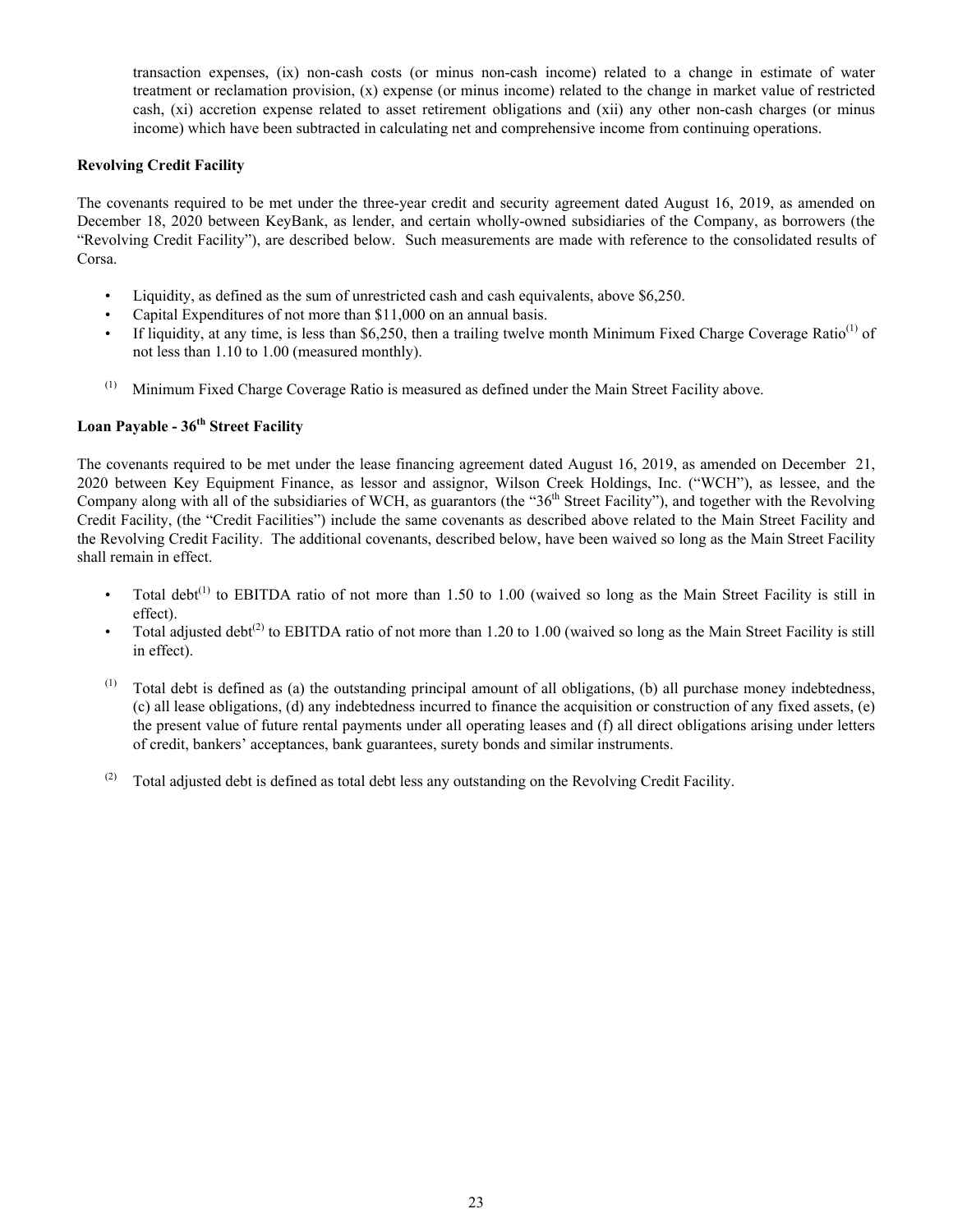transaction expenses, (ix) non-cash costs (or minus non-cash income) related to a change in estimate of water treatment or reclamation provision, (x) expense (or minus income) related to the change in market value of restricted cash, (xi) accretion expense related to asset retirement obligations and (xii) any other non-cash charges (or minus income) which have been subtracted in calculating net and comprehensive income from continuing operations.

**Revolving Credit Facility**

The covenants required to be met under the three-year credit and security agreement dated August 16, 2019, as amended on December 18, 2020 between KeyBank, as lender, and certain wholly-owned subsidiaries of the Company, as borrowers (the "Revolving Credit Facility"), are described below. Such measurements are made with reference to the consolidated results of Corsa.

- Liquidity, as defined as the sum of unrestricted cash and cash equivalents, above $6,250.
- Capital Expenditures of not more than $11,000 on an annual basis.
- If liquidity, at any time, is less than $6,250, then a trailing twelve month Minimum Fixed Charge Coverage Ratio[(1)] of not less than 1.10 to 1.00 (measured monthly).

(1) Minimum Fixed Charge Coverage Ratio is measured as defined under the Main Street Facility above.

**Loan Payable - 36th Street Facility**

The covenants required to be met under the lease financing agreement dated August 16, 2019, as amended on December 21, 2020 between Key Equipment Finance, as lessor and assignor, Wilson Creek Holdings, Inc. ("WCH"), as lessee, and the Company along with all of the subsidiaries of WCH, as guarantors (the "36th Street Facility"), and together with the Revolving Credit Facility, (the "Credit Facilities") include the same covenants as described above related to the Main Street Facility and the Revolving Credit Facility. The additional covenants, described below, have been waived so long as the Main Street Facility shall remain in effect.

- Total debt[(1)] to EBITDA ratio of not more than 1.50 to 1.00 (waived so long as the Main Street Facility is still in effect).
- Total adjusted debt[(2)] to EBITDA ratio of not more than 1.20 to 1.00 (waived so long as the Main Street Facility is still in effect).

(1) Total debt is defined as (a) the outstanding principal amount of all obligations, (b) all purchase money indebtedness, (c) all lease obligations, (d) any indebtedness incurred to finance the acquisition or construction of any fixed assets, (e) the present value of future rental payments under all operating leases and (f) all direct obligations arising under letters of credit, bankers' acceptances, bank guarantees, surety bonds and similar instruments.

(2) Total adjusted debt is defined as total debt less any outstanding on the Revolving Credit Facility.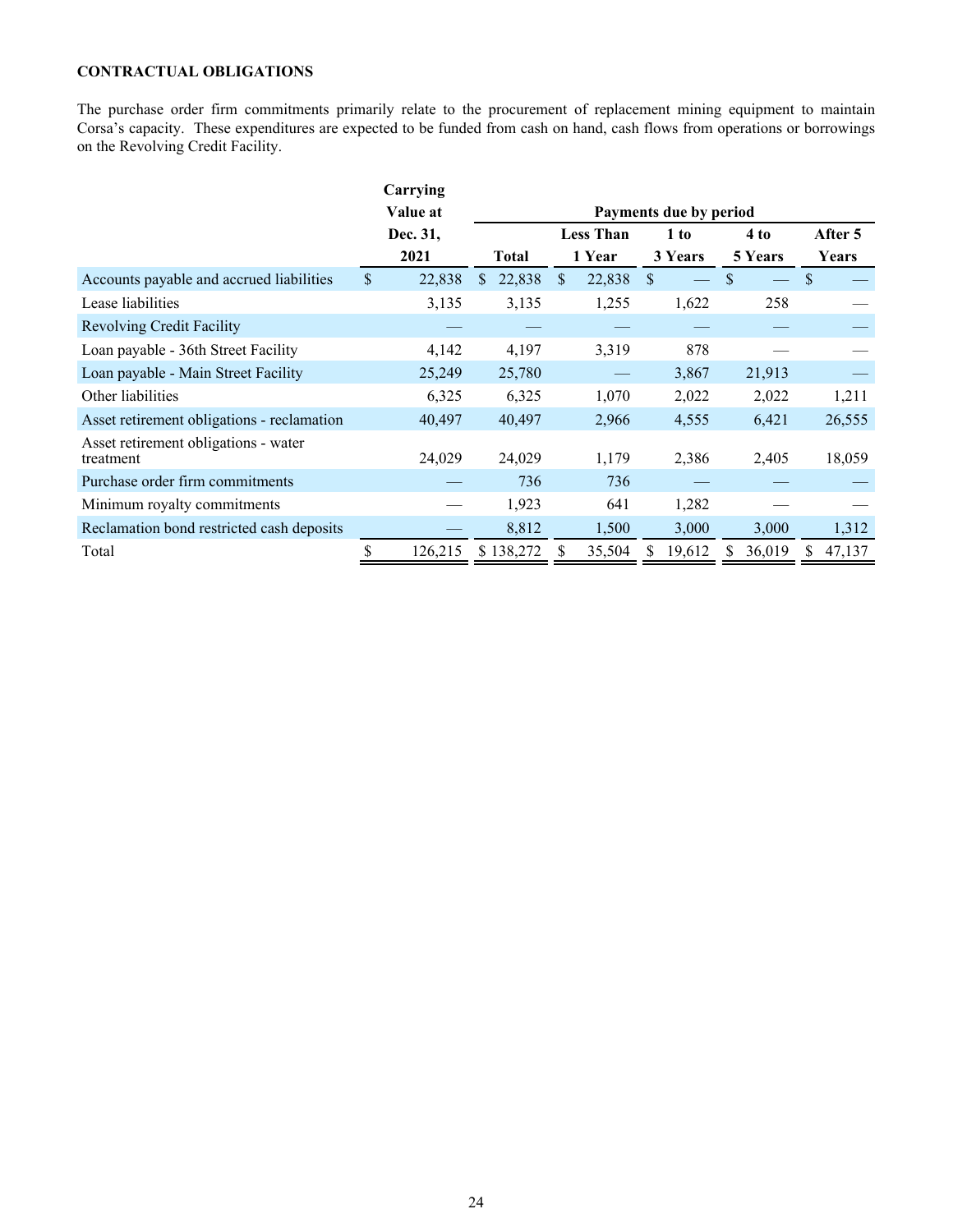**CONTRACTUAL OBLIGATIONS**

The purchase order firm commitments primarily relate to the procurement of replacement mining equipment to maintain Corsa's capacity. These expenditures are expected to be funded from cash on hand, cash flows from operations or borrowings on the Revolving Credit Facility.

| | Carrying Value at Dec. 31, 2021 | Payments due by period | | | | |
|---|---|---|---|---|---|---|
| | | Total | Less Than 1 Year | 1 to 3 Years | 4 to 5 Years | After 5 Years |
| Accounts payable and accrued liabilities | $ 22,838 | $ 22,838 | $ 22,838 | $ — | $ — | $ — |
| Lease liabilities | 3,135 | 3,135 | 1,255 | 1,622 | 258 | — |
| Revolving Credit Facility | — | — | — | — | — | — |
| Loan payable - 36th Street Facility | 4,142 | 4,197 | 3,319 | 878 | — | — |
| Loan payable - Main Street Facility | 25,249 | 25,780 | — | 3,867 | 21,913 | — |
| Other liabilities | 6,325 | 6,325 | 1,070 | 2,022 | 2,022 | 1,211 |
| Asset retirement obligations - reclamation | 40,497 | 40,497 | 2,966 | 4,555 | 6,421 | 26,555 |
| Asset retirement obligations - water treatment | 24,029 | 24,029 | 1,179 | 2,386 | 2,405 | 18,059 |
| Purchase order firm commitments | — | 736 | 736 | — | — | — |
| Minimum royalty commitments | — | 1,923 | 641 | 1,282 | — | — |
| Reclamation bond restricted cash deposits | — | 8,812 | 1,500 | 3,000 | 3,000 | 1,312 |
| Total | $ 126,215 | $ 138,272 | $ 35,504 | $ 19,612 | $ 36,019 | $ 47,137 |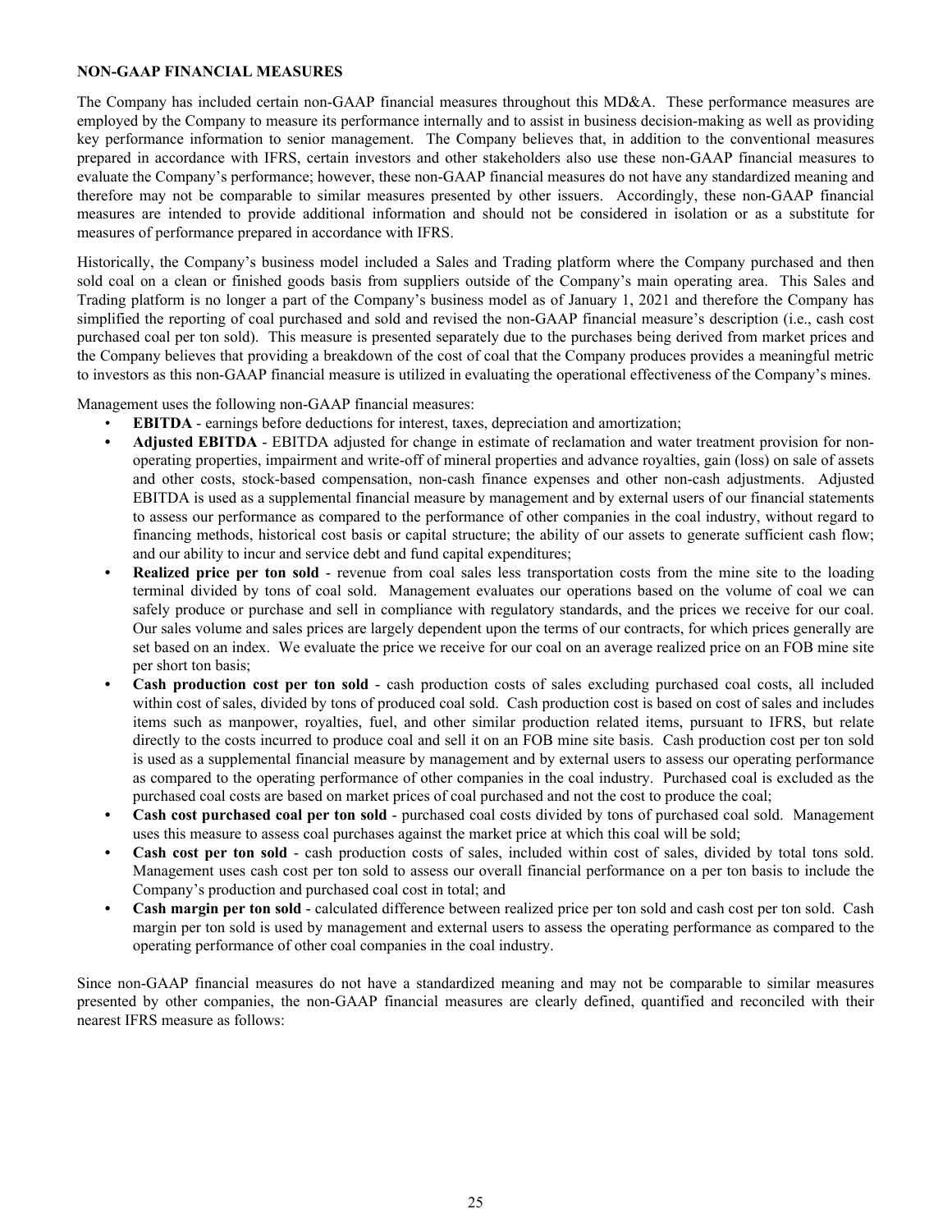## NON-GAAP FINANCIAL MEASURES

The Company has included certain non-GAAP financial measures throughout this MD&A. These performance measures are employed by the Company to measure its performance internally and to assist in business decision-making as well as providing key performance information to senior management. The Company believes that, in addition to the conventional measures prepared in accordance with IFRS, certain investors and other stakeholders also use these non-GAAP financial measures to evaluate the Company's performance; however, these non-GAAP financial measures do not have any standardized meaning and therefore may not be comparable to similar measures presented by other issuers. Accordingly, these non-GAAP financial measures are intended to provide additional information and should not be considered in isolation or as a substitute for measures of performance prepared in accordance with IFRS.

Historically, the Company's business model included a Sales and Trading platform where the Company purchased and then sold coal on a clean or finished goods basis from suppliers outside of the Company's main operating area. This Sales and Trading platform is no longer a part of the Company's business model as of January 1, 2021 and therefore the Company has simplified the reporting of coal purchased and sold and revised the non-GAAP financial measure's description (i.e., cash cost purchased coal per ton sold). This measure is presented separately due to the purchases being derived from market prices and the Company believes that providing a breakdown of the cost of coal that the Company produces provides a meaningful metric to investors as this non-GAAP financial measure is utilized in evaluating the operational effectiveness of the Company's mines.

Management uses the following non-GAAP financial measures:

- **EBITDA** - earnings before deductions for interest, taxes, depreciation and amortization;
- **Adjusted EBITDA** - EBITDA adjusted for change in estimate of reclamation and water treatment provision for non-operating properties, impairment and write-off of mineral properties and advance royalties, gain (loss) on sale of assets and other costs, stock-based compensation, non-cash finance expenses and other non-cash adjustments. Adjusted EBITDA is used as a supplemental financial measure by management and by external users of our financial statements to assess our performance as compared to the performance of other companies in the coal industry, without regard to financing methods, historical cost basis or capital structure; the ability of our assets to generate sufficient cash flow; and our ability to incur and service debt and fund capital expenditures;
- **Realized price per ton sold** - revenue from coal sales less transportation costs from the mine site to the loading terminal divided by tons of coal sold. Management evaluates our operations based on the volume of coal we can safely produce or purchase and sell in compliance with regulatory standards, and the prices we receive for our coal. Our sales volume and sales prices are largely dependent upon the terms of our contracts, for which prices generally are set based on an index. We evaluate the price we receive for our coal on an average realized price on an FOB mine site per short ton basis;
- **Cash production cost per ton sold** - cash production costs of sales excluding purchased coal costs, all included within cost of sales, divided by tons of produced coal sold. Cash production cost is based on cost of sales and includes items such as manpower, royalties, fuel, and other similar production related items, pursuant to IFRS, but relate directly to the costs incurred to produce coal and sell it on an FOB mine site basis. Cash production cost per ton sold is used as a supplemental financial measure by management and by external users to assess our operating performance as compared to the operating performance of other companies in the coal industry. Purchased coal is excluded as the purchased coal costs are based on market prices of coal purchased and not the cost to produce the coal;
- **Cash cost purchased coal per ton sold** - purchased coal costs divided by tons of purchased coal sold. Management uses this measure to assess coal purchases against the market price at which this coal will be sold;
- **Cash cost per ton sold** - cash production costs of sales, included within cost of sales, divided by total tons sold. Management uses cash cost per ton sold to assess our overall financial performance on a per ton basis to include the Company's production and purchased coal cost in total; and
- **Cash margin per ton sold** - calculated difference between realized price per ton sold and cash cost per ton sold. Cash margin per ton sold is used by management and external users to assess the operating performance as compared to the operating performance of other coal companies in the coal industry.

Since non-GAAP financial measures do not have a standardized meaning and may not be comparable to similar measures presented by other companies, the non-GAAP financial measures are clearly defined, quantified and reconciled with their nearest IFRS measure as follows: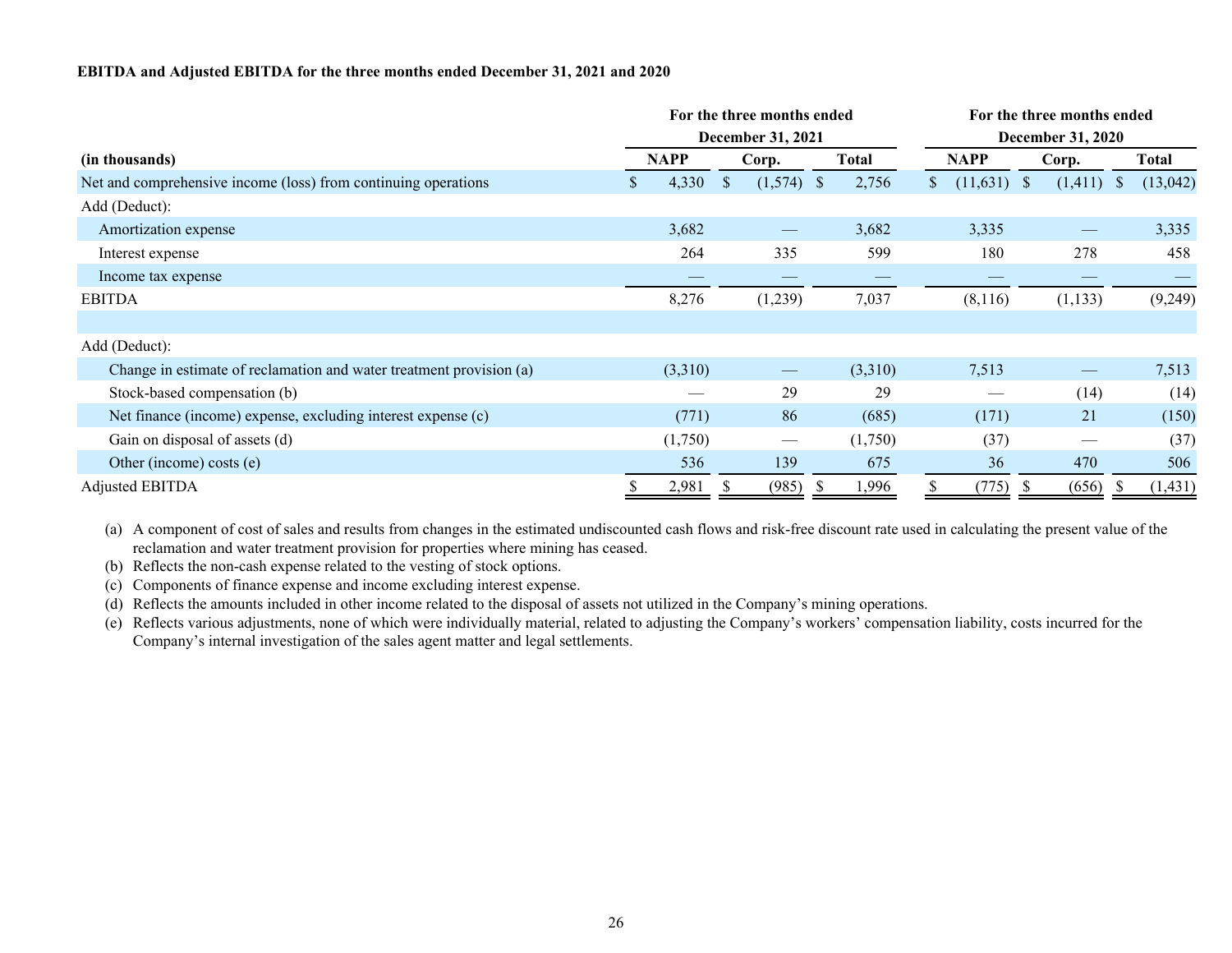**EBITDA and Adjusted EBITDA for the three months ended December 31, 2021 and 2020**

| | For the three months ended December 31, 2021 | | | For the three months ended December 31, 2020 | | |
|---|---|---|---|---|---|---|
| **(in thousands)** | **NAPP** | **Corp.** | **Total** | **NAPP** | **Corp.** | **Total** |
| Net and comprehensive income (loss) from continuing operations | $ 4,330 | $ (1,574) | $ 2,756 | $ (11,631) | $ (1,411) | $ (13,042) |
| Add (Deduct): | | | | | | |
| Amortization expense | 3,682 | — | 3,682 | 3,335 | — | 3,335 |
| Interest expense | 264 | 335 | 599 | 180 | 278 | 458 |
| Income tax expense | — | — | — | — | — | — |
| EBITDA | 8,276 | (1,239) | 7,037 | (8,116) | (1,133) | (9,249) |
| | | | | | | |
| Add (Deduct): | | | | | | |
| Change in estimate of reclamation and water treatment provision (a) | (3,310) | — | (3,310) | 7,513 | — | 7,513 |
| Stock-based compensation (b) | — | 29 | 29 | — | (14) | (14) |
| Net finance (income) expense, excluding interest expense (c) | (771) | 86 | (685) | (171) | 21 | (150) |
| Gain on disposal of assets (d) | (1,750) | — | (1,750) | (37) | — | (37) |
| Other (income) costs (e) | 536 | 139 | 675 | 36 | 470 | 506 |
| Adjusted EBITDA | $ 2,981 | $ (985) | $ 1,996 | $ (775) | $ (656) | $ (1,431) |

(a) A component of cost of sales and results from changes in the estimated undiscounted cash flows and risk-free discount rate used in calculating the present value of the reclamation and water treatment provision for properties where mining has ceased.

(b) Reflects the non-cash expense related to the vesting of stock options.

(c) Components of finance expense and income excluding interest expense.

(d) Reflects the amounts included in other income related to the disposal of assets not utilized in the Company's mining operations.

(e) Reflects various adjustments, none of which were individually material, related to adjusting the Company's workers' compensation liability, costs incurred for the Company's internal investigation of the sales agent matter and legal settlements.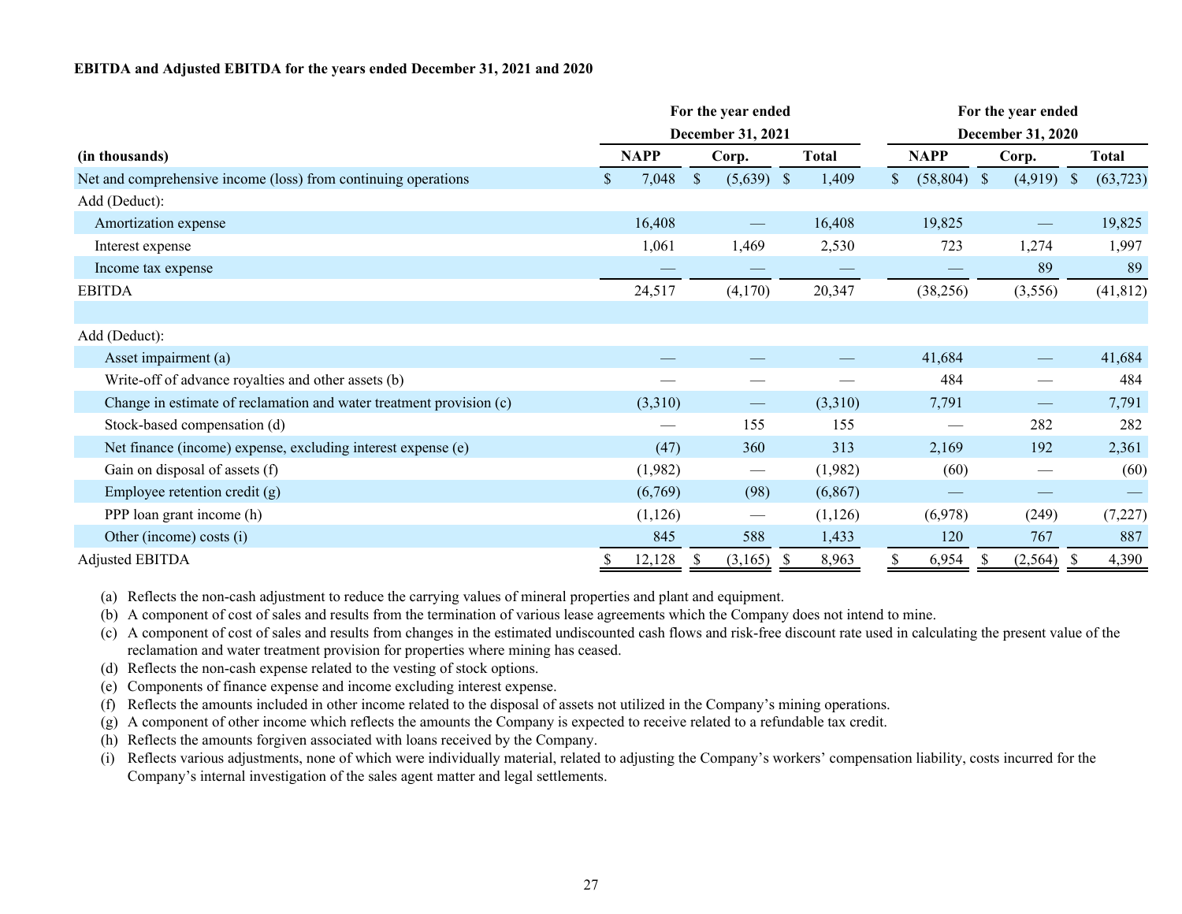**EBITDA and Adjusted EBITDA for the years ended December 31, 2021 and 2020**

| (in thousands) | For the year ended December 31, 2021 | | | For the year ended December 31, 2020 | | |
|---|---|---|---|---|---|---|
| | NAPP | Corp. | Total | NAPP | Corp. | Total |
| Net and comprehensive income (loss) from continuing operations | $ 7,048 | $ (5,639) | $ 1,409 | $ (58,804) | $ (4,919) | $ (63,723) |
| Add (Deduct): | | | | | | |
| Amortization expense | 16,408 | — | 16,408 | 19,825 | — | 19,825 |
| Interest expense | 1,061 | 1,469 | 2,530 | 723 | 1,274 | 1,997 |
| Income tax expense | — | — | — | — | 89 | 89 |
| EBITDA | 24,517 | (4,170) | 20,347 | (38,256) | (3,556) | (41,812) |
| | | | | | | |
| Add (Deduct): | | | | | | |
| Asset impairment (a) | — | — | — | 41,684 | — | 41,684 |
| Write-off of advance royalties and other assets (b) | — | — | — | 484 | — | 484 |
| Change in estimate of reclamation and water treatment provision (c) | (3,310) | — | (3,310) | 7,791 | — | 7,791 |
| Stock-based compensation (d) | — | 155 | 155 | — | 282 | 282 |
| Net finance (income) expense, excluding interest expense (e) | (47) | 360 | 313 | 2,169 | 192 | 2,361 |
| Gain on disposal of assets (f) | (1,982) | — | (1,982) | (60) | — | (60) |
| Employee retention credit (g) | (6,769) | (98) | (6,867) | — | — | — |
| PPP loan grant income (h) | (1,126) | — | (1,126) | (6,978) | (249) | (7,227) |
| Other (income) costs (i) | 845 | 588 | 1,433 | 120 | 767 | 887 |
| Adjusted EBITDA | $ 12,128 | $ (3,165) | $ 8,963 | $ 6,954 | $ (2,564) | $ 4,390 |

(a) Reflects the non-cash adjustment to reduce the carrying values of mineral properties and plant and equipment.

(b) A component of cost of sales and results from the termination of various lease agreements which the Company does not intend to mine.

(c) A component of cost of sales and results from changes in the estimated undiscounted cash flows and risk-free discount rate used in calculating the present value of the reclamation and water treatment provision for properties where mining has ceased.

(d) Reflects the non-cash expense related to the vesting of stock options.

(e) Components of finance expense and income excluding interest expense.

(f) Reflects the amounts included in other income related to the disposal of assets not utilized in the Company's mining operations.

(g) A component of other income which reflects the amounts the Company is expected to receive related to a refundable tax credit.

(h) Reflects the amounts forgiven associated with loans received by the Company.

(i) Reflects various adjustments, none of which were individually material, related to adjusting the Company's workers' compensation liability, costs incurred for the Company's internal investigation of the sales agent matter and legal settlements.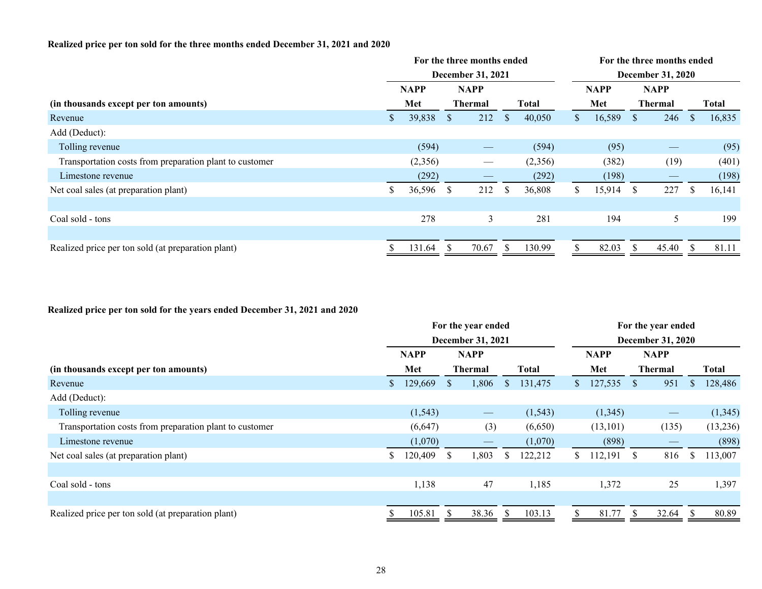**Realized price per ton sold for the three months ended December 31, 2021 and 2020**

| | For the three months ended December 31, 2021 | | | For the three months ended December 31, 2020 | | |
|---|---|---|---|---|---|---|
| (in thousands except per ton amounts) | NAPP Met | NAPP Thermal | Total | NAPP Met | NAPP Thermal | Total |
| Revenue | $ 39,838 | $ 212 | $ 40,050 | $ 16,589 | $ 246 | $ 16,835 |
| Add (Deduct): | | | | | | |
| Tolling revenue | (594) | — | (594) | (95) | — | (95) |
| Transportation costs from preparation plant to customer | (2,356) | — | (2,356) | (382) | (19) | (401) |
| Limestone revenue | (292) | — | (292) | (198) | — | (198) |
| Net coal sales (at preparation plant) | $ 36,596 | $ 212 | $ 36,808 | $ 15,914 | $ 227 | $ 16,141 |
| | | | | | | |
| Coal sold - tons | 278 | 3 | 281 | 194 | 5 | 199 |
| | | | | | | |
| Realized price per ton sold (at preparation plant) | $ 131.64 | $ 70.67 | $ 130.99 | $ 82.03 | $ 45.40 | $ 81.11 |

**Realized price per ton sold for the years ended December 31, 2021 and 2020**

| | For the year ended December 31, 2021 | | | For the year ended December 31, 2020 | | |
|---|---|---|---|---|---|---|
| (in thousands except per ton amounts) | NAPP Met | NAPP Thermal | Total | NAPP Met | NAPP Thermal | Total |
| Revenue | $ 129,669 | $ 1,806 | $ 131,475 | $ 127,535 | $ 951 | $ 128,486 |
| Add (Deduct): | | | | | | |
| Tolling revenue | (1,543) | — | (1,543) | (1,345) | — | (1,345) |
| Transportation costs from preparation plant to customer | (6,647) | (3) | (6,650) | (13,101) | (135) | (13,236) |
| Limestone revenue | (1,070) | — | (1,070) | (898) | — | (898) |
| Net coal sales (at preparation plant) | $ 120,409 | $ 1,803 | $ 122,212 | $ 112,191 | $ 816 | $ 113,007 |
| | | | | | | |
| Coal sold - tons | 1,138 | 47 | 1,185 | 1,372 | 25 | 1,397 |
| | | | | | | |
| Realized price per ton sold (at preparation plant) | $ 105.81 | $ 38.36 | $ 103.13 | $ 81.77 | $ 32.64 | $ 80.89 |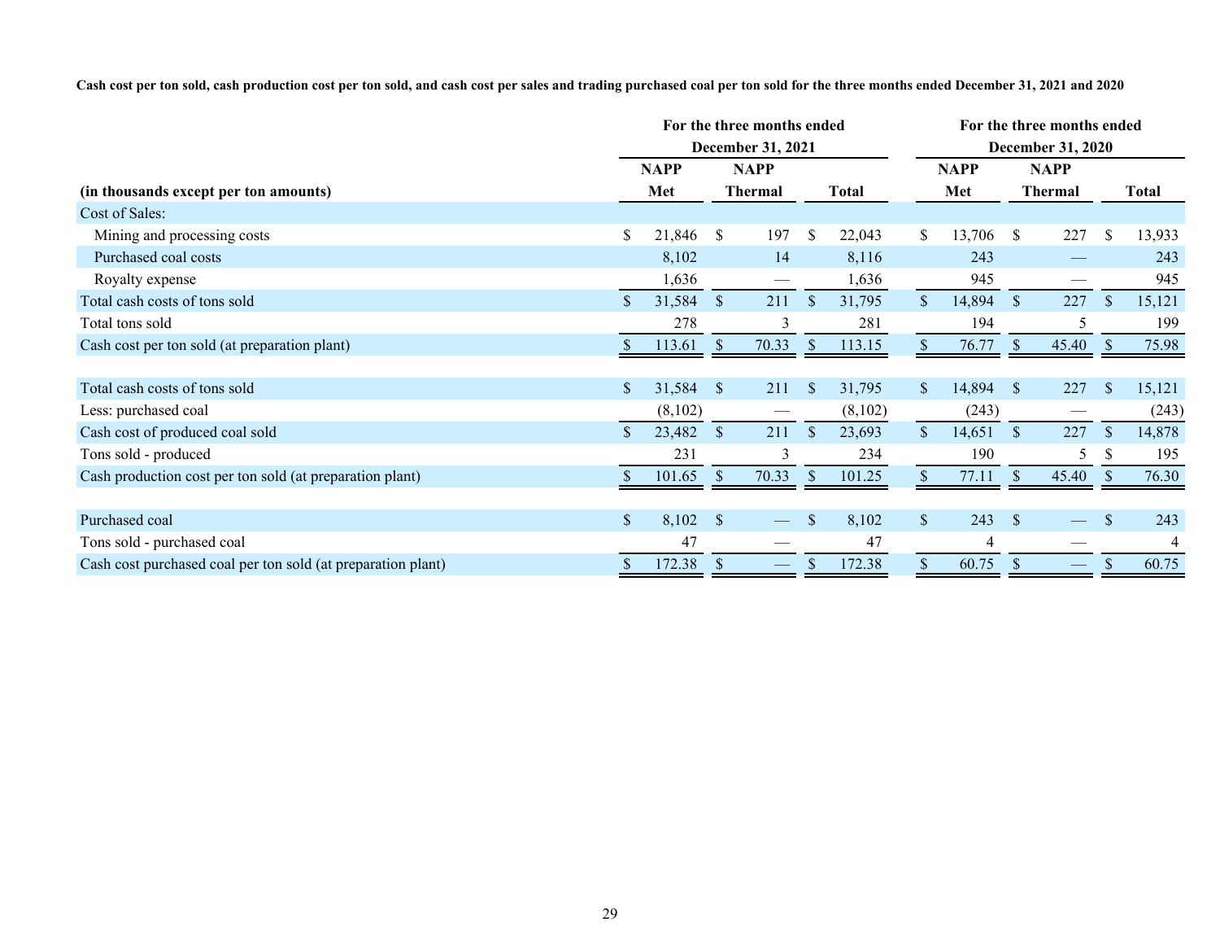**Cash cost per ton sold, cash production cost per ton sold, and cash cost per sales and trading purchased coal per ton sold for the three months ended December 31, 2021 and 2020**

| | For the three months ended December 31, 2021 | | | For the three months ended December 31, 2020 | | |
|---|---|---|---|---|---|---|
| (in thousands except per ton amounts) | NAPP Met | NAPP Thermal | Total | NAPP Met | NAPP Thermal | Total |
| Cost of Sales: | | | | | | |
| Mining and processing costs | $ 21,846 | $ 197 | $ 22,043 | $ 13,706 | $ 227 | $ 13,933 |
| Purchased coal costs | 8,102 | 14 | 8,116 | 243 | — | 243 |
| Royalty expense | 1,636 | — | 1,636 | 945 | — | 945 |
| Total cash costs of tons sold | $ 31,584 | $ 211 | $ 31,795 | $ 14,894 | $ 227 | $ 15,121 |
| Total tons sold | 278 | 3 | 281 | 194 | 5 | 199 |
| Cash cost per ton sold (at preparation plant) | $ 113.61 | $ 70.33 | $ 113.15 | $ 76.77 | $ 45.40 | $ 75.98 |
| | | | | | | |
| Total cash costs of tons sold | $ 31,584 | $ 211 | $ 31,795 | $ 14,894 | $ 227 | $ 15,121 |
| Less: purchased coal | (8,102) | — | (8,102) | (243) | — | (243) |
| Cash cost of produced coal sold | $ 23,482 | $ 211 | $ 23,693 | $ 14,651 | $ 227 | $ 14,878 |
| Tons sold - produced | 231 | 3 | 234 | 190 | 5 | $ 195 |
| Cash production cost per ton sold (at preparation plant) | $ 101.65 | $ 70.33 | $ 101.25 | $ 77.11 | $ 45.40 | $ 76.30 |
| | | | | | | |
| Purchased coal | $ 8,102 | $ — | $ 8,102 | $ 243 | $ — | $ 243 |
| Tons sold - purchased coal | 47 | — | 47 | 4 | — | 4 |
| Cash cost purchased coal per ton sold (at preparation plant) | $ 172.38 | $ — | $ 172.38 | $ 60.75 | $ — | $ 60.75 |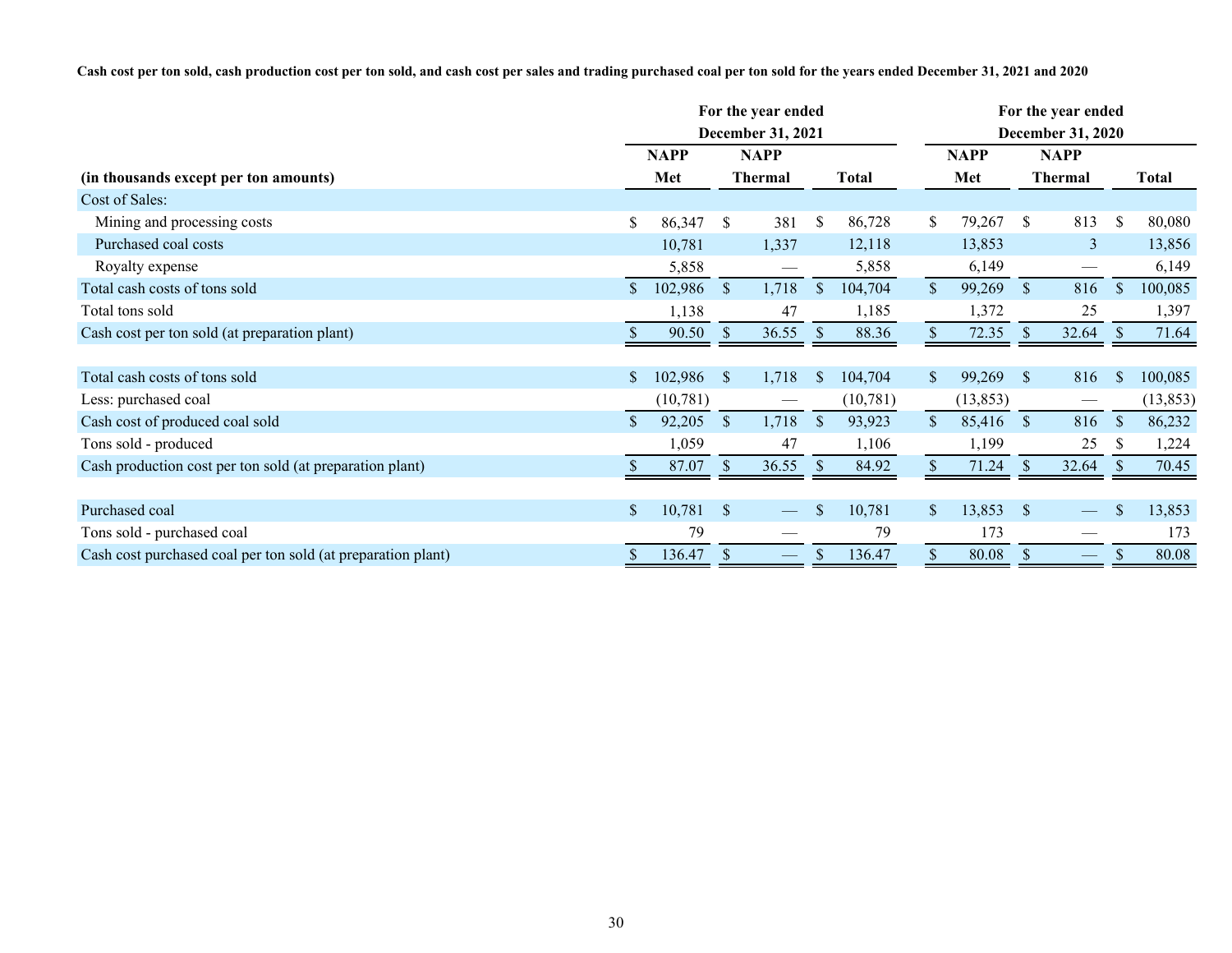**Cash cost per ton sold, cash production cost per ton sold, and cash cost per sales and trading purchased coal per ton sold for the years ended December 31, 2021 and 2020**

| | For the year ended December 31, 2021 | | | For the year ended December 31, 2020 | | |
|---|---|---|---|---|---|---|
| **(in thousands except per ton amounts)** | **NAPP Met** | **NAPP Thermal** | **Total** | **NAPP Met** | **NAPP Thermal** | **Total** |
| Cost of Sales: | | | | | | |
| Mining and processing costs | $ 86,347 | $ 381 | $ 86,728 | $ 79,267 | $ 813 | $ 80,080 |
| Purchased coal costs | 10,781 | 1,337 | 12,118 | 13,853 | 3 | 13,856 |
| Royalty expense | 5,858 | — | 5,858 | 6,149 | — | 6,149 |
| Total cash costs of tons sold | $ 102,986 | $ 1,718 | $ 104,704 | $ 99,269 | $ 816 | $ 100,085 |
| Total tons sold | 1,138 | 47 | 1,185 | 1,372 | 25 | 1,397 |
| Cash cost per ton sold (at preparation plant) | $ 90.50 | $ 36.55 | $ 88.36 | $ 72.35 | $ 32.64 | $ 71.64 |
| | | | | | | |
| Total cash costs of tons sold | $ 102,986 | $ 1,718 | $ 104,704 | $ 99,269 | $ 816 | $ 100,085 |
| Less: purchased coal | (10,781) | — | (10,781) | (13,853) | — | (13,853) |
| Cash cost of produced coal sold | $ 92,205 | $ 1,718 | $ 93,923 | $ 85,416 | $ 816 | $ 86,232 |
| Tons sold - produced | 1,059 | 47 | 1,106 | 1,199 | 25 | $ 1,224 |
| Cash production cost per ton sold (at preparation plant) | $ 87.07 | $ 36.55 | $ 84.92 | $ 71.24 | $ 32.64 | $ 70.45 |
| | | | | | | |
| Purchased coal | $ 10,781 | $ — | $ 10,781 | $ 13,853 | $ — | $ 13,853 |
| Tons sold - purchased coal | 79 | — | 79 | 173 | — | 173 |
| Cash cost purchased coal per ton sold (at preparation plant) | $ 136.47 | $ — | $ 136.47 | $ 80.08 | $ — | $ 80.08 |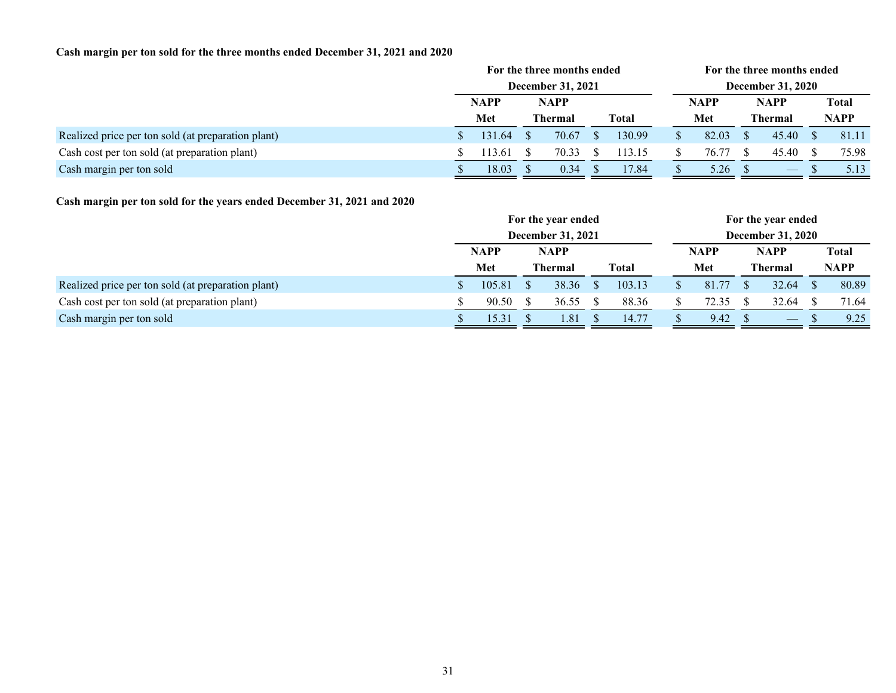**Cash margin per ton sold for the three months ended December 31, 2021 and 2020**

| | For the three months ended December 31, 2021 | | | For the three months ended December 31, 2020 | | |
|---|---|---|---|---|---|---|
| | NAPP Met | NAPP Thermal | Total | NAPP Met | NAPP Thermal | Total NAPP |
| Realized price per ton sold (at preparation plant) | $ 131.64 | $ 70.67 | $ 130.99 | $ 82.03 | $ 45.40 | $ 81.11 |
| Cash cost per ton sold (at preparation plant) | $ 113.61 | $ 70.33 | $ 113.15 | $ 76.77 | $ 45.40 | $ 75.98 |
| Cash margin per ton sold | $ 18.03 | $ 0.34 | $ 17.84 | $ 5.26 | $ — | $ 5.13 |

**Cash margin per ton sold for the years ended December 31, 2021 and 2020**

| | For the year ended December 31, 2021 | | | For the year ended December 31, 2020 | | |
|---|---|---|---|---|---|---|
| | NAPP Met | NAPP Thermal | Total | NAPP Met | NAPP Thermal | Total NAPP |
| Realized price per ton sold (at preparation plant) | $ 105.81 | $ 38.36 | $ 103.13 | $ 81.77 | $ 32.64 | $ 80.89 |
| Cash cost per ton sold (at preparation plant) | $ 90.50 | $ 36.55 | $ 88.36 | $ 72.35 | $ 32.64 | $ 71.64 |
| Cash margin per ton sold | $ 15.31 | $ 1.81 | $ 14.77 | $ 9.42 | $ — | $ 9.25 |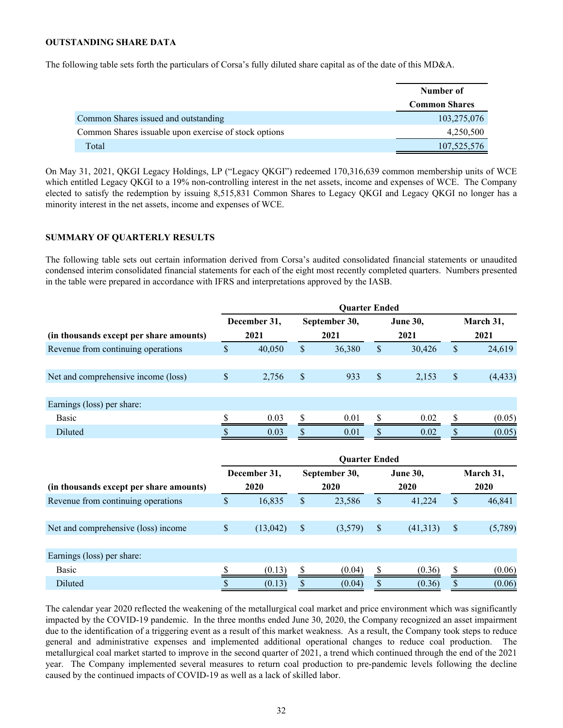**OUTSTANDING SHARE DATA**

The following table sets forth the particulars of Corsa's fully diluted share capital as of the date of this MD&A.

| | Number of Common Shares |
|---|---|
| Common Shares issued and outstanding | 103,275,076 |
| Common Shares issuable upon exercise of stock options | 4,250,500 |
| Total | 107,525,576 |

On May 31, 2021, QKGI Legacy Holdings, LP ("Legacy QKGI") redeemed 170,316,639 common membership units of WCE which entitled Legacy QKGI to a 19% non-controlling interest in the net assets, income and expenses of WCE. The Company elected to satisfy the redemption by issuing 8,515,831 Common Shares to Legacy QKGI and Legacy QKGI no longer has a minority interest in the net assets, income and expenses of WCE.

**SUMMARY OF QUARTERLY RESULTS**

The following table sets out certain information derived from Corsa's audited consolidated financial statements or unaudited condensed interim consolidated financial statements for each of the eight most recently completed quarters. Numbers presented in the table were prepared in accordance with IFRS and interpretations approved by the IASB.

| | Quarter Ended | | | |
|---|---|---|---|---|
| (in thousands except per share amounts) | December 31, 2021 | September 30, 2021 | June 30, 2021 | March 31, 2021 |
| Revenue from continuing operations | $ 40,050 | $ 36,380 | $ 30,426 | $ 24,619 |
| Net and comprehensive income (loss) | $ 2,756 | $ 933 | $ 2,153 | $ (4,433) |
| Earnings (loss) per share: | | | | |
| Basic | $ 0.03 | $ 0.01 | $ 0.02 | $ (0.05) |
| Diluted | $ 0.03 | $ 0.01 | $ 0.02 | $ (0.05) |

| | Quarter Ended | | | |
|---|---|---|---|---|
| (in thousands except per share amounts) | December 31, 2020 | September 30, 2020 | June 30, 2020 | March 31, 2020 |
| Revenue from continuing operations | $ 16,835 | $ 23,586 | $ 41,224 | $ 46,841 |
| Net and comprehensive (loss) income | $ (13,042) | $ (3,579) | $ (41,313) | $ (5,789) |
| Earnings (loss) per share: | | | | |
| Basic | $ (0.13) | $ (0.04) | $ (0.36) | $ (0.06) |
| Diluted | $ (0.13) | $ (0.04) | $ (0.36) | $ (0.06) |

The calendar year 2020 reflected the weakening of the metallurgical coal market and price environment which was significantly impacted by the COVID-19 pandemic. In the three months ended June 30, 2020, the Company recognized an asset impairment due to the identification of a triggering event as a result of this market weakness. As a result, the Company took steps to reduce general and administrative expenses and implemented additional operational changes to reduce coal production. The metallurgical coal market started to improve in the second quarter of 2021, a trend which continued through the end of the 2021 year. The Company implemented several measures to return coal production to pre-pandemic levels following the decline caused by the continued impacts of COVID-19 as well as a lack of skilled labor.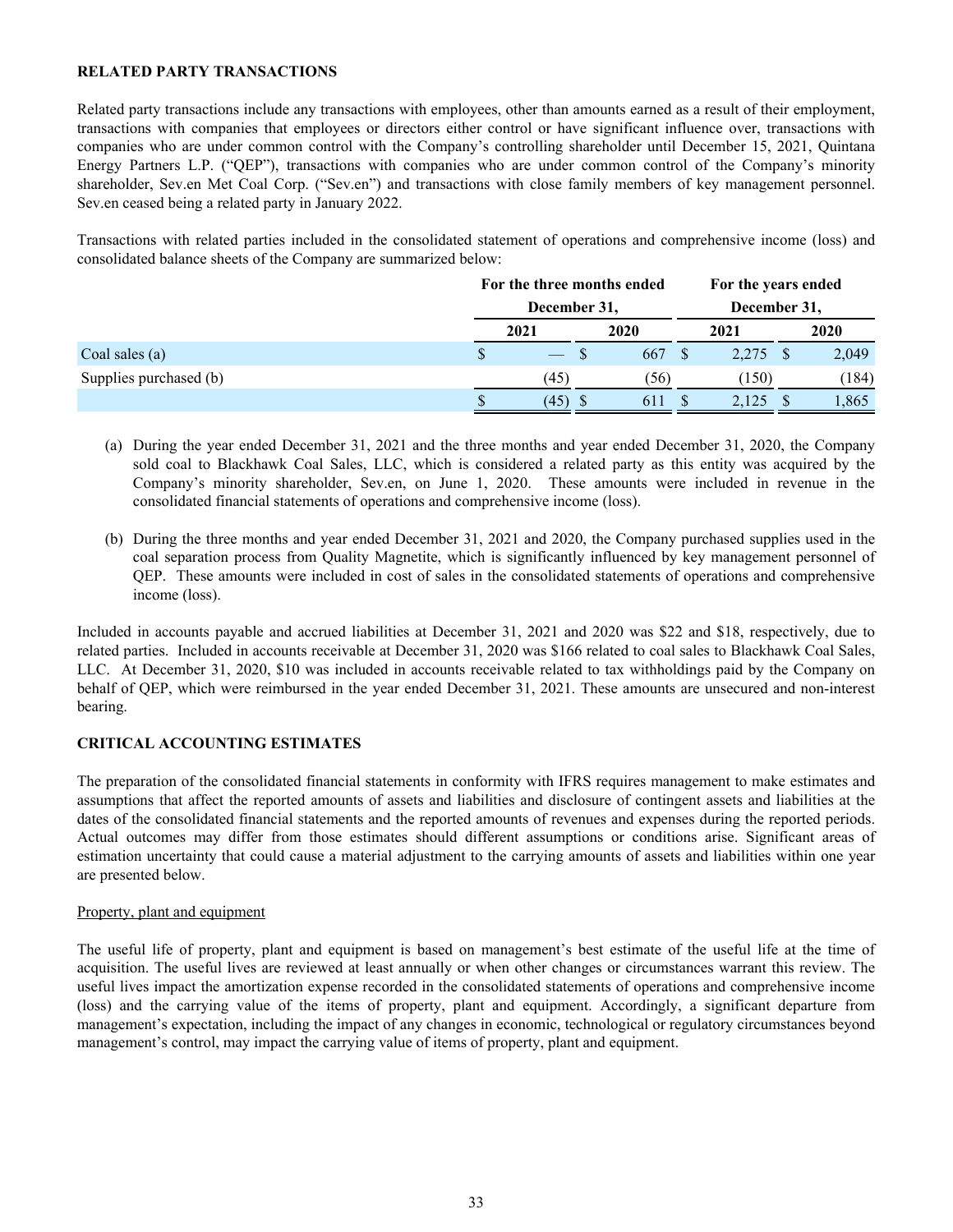## RELATED PARTY TRANSACTIONS

Related party transactions include any transactions with employees, other than amounts earned as a result of their employment, transactions with companies that employees or directors either control or have significant influence over, transactions with companies who are under common control with the Company's controlling shareholder until December 15, 2021, Quintana Energy Partners L.P. ("QEP"), transactions with companies who are under common control of the Company's minority shareholder, Sev.en Met Coal Corp. ("Sev.en") and transactions with close family members of key management personnel. Sev.en ceased being a related party in January 2022.

Transactions with related parties included in the consolidated statement of operations and comprehensive income (loss) and consolidated balance sheets of the Company are summarized below:

| | For the three months ended December 31, | | For the years ended December 31, | |
|---|---|---|---|---|
| | 2021 | 2020 | 2021 | 2020 |
| Coal sales (a) | $ — | $ 667 | $ 2,275 | $ 2,049 |
| Supplies purchased (b) | (45) | (56) | (150) | (184) |
| | $ (45) | $ 611 | $ 2,125 | $ 1,865 |

(a) During the year ended December 31, 2021 and the three months and year ended December 31, 2020, the Company sold coal to Blackhawk Coal Sales, LLC, which is considered a related party as this entity was acquired by the Company's minority shareholder, Sev.en, on June 1, 2020. These amounts were included in revenue in the consolidated financial statements of operations and comprehensive income (loss).

(b) During the three months and year ended December 31, 2021 and 2020, the Company purchased supplies used in the coal separation process from Quality Magnetite, which is significantly influenced by key management personnel of QEP. These amounts were included in cost of sales in the consolidated statements of operations and comprehensive income (loss).

Included in accounts payable and accrued liabilities at December 31, 2021 and 2020 was $22 and $18, respectively, due to related parties. Included in accounts receivable at December 31, 2020 was $166 related to coal sales to Blackhawk Coal Sales, LLC. At December 31, 2020, $10 was included in accounts receivable related to tax withholdings paid by the Company on behalf of QEP, which were reimbursed in the year ended December 31, 2021. These amounts are unsecured and non-interest bearing.

## CRITICAL ACCOUNTING ESTIMATES

The preparation of the consolidated financial statements in conformity with IFRS requires management to make estimates and assumptions that affect the reported amounts of assets and liabilities and disclosure of contingent assets and liabilities at the dates of the consolidated financial statements and the reported amounts of revenues and expenses during the reported periods. Actual outcomes may differ from those estimates should different assumptions or conditions arise. Significant areas of estimation uncertainty that could cause a material adjustment to the carrying amounts of assets and liabilities within one year are presented below.

Property, plant and equipment

The useful life of property, plant and equipment is based on management's best estimate of the useful life at the time of acquisition. The useful lives are reviewed at least annually or when other changes or circumstances warrant this review. The useful lives impact the amortization expense recorded in the consolidated statements of operations and comprehensive income (loss) and the carrying value of the items of property, plant and equipment. Accordingly, a significant departure from management's expectation, including the impact of any changes in economic, technological or regulatory circumstances beyond management's control, may impact the carrying value of items of property, plant and equipment.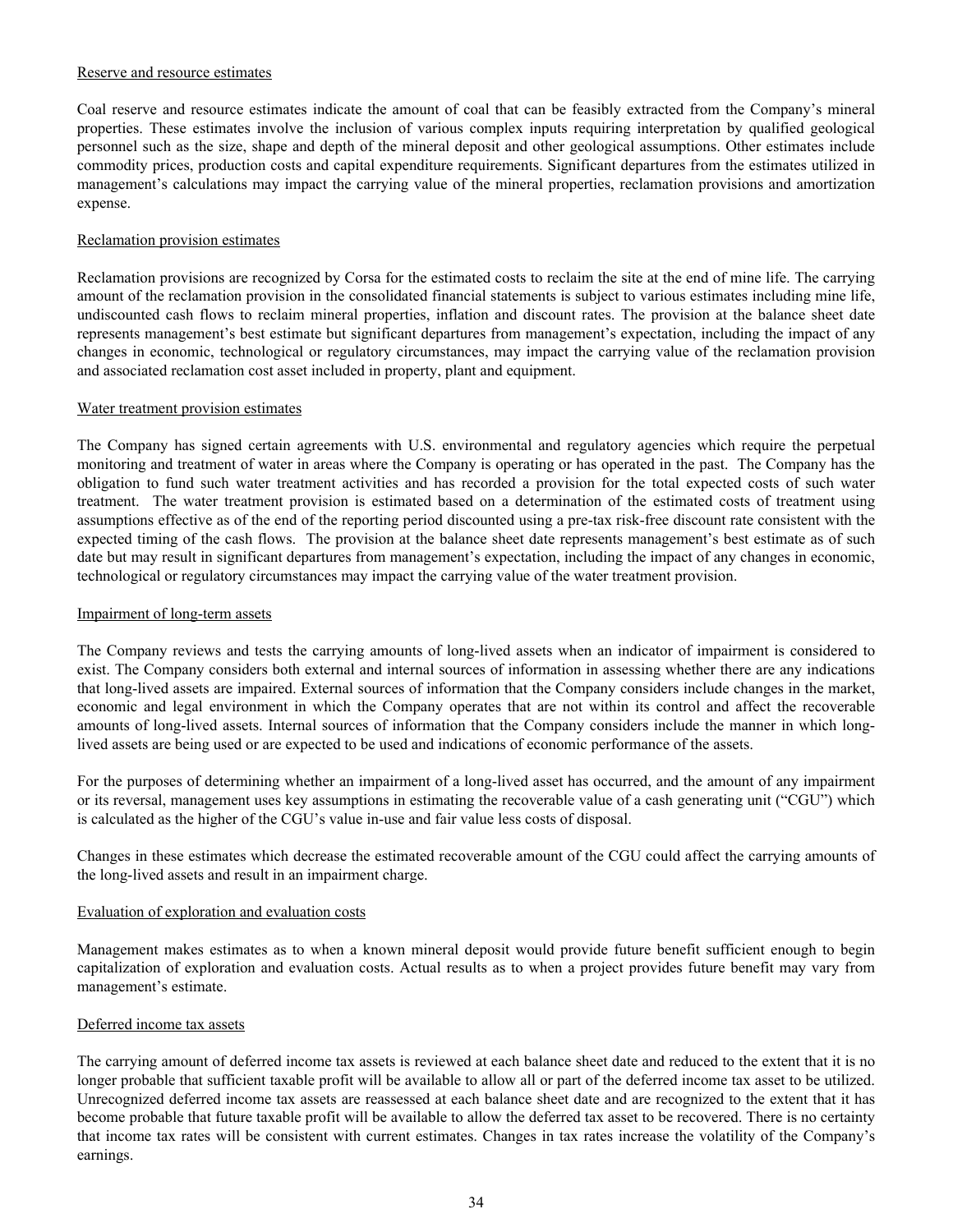Reserve and resource estimates

Coal reserve and resource estimates indicate the amount of coal that can be feasibly extracted from the Company's mineral properties. These estimates involve the inclusion of various complex inputs requiring interpretation by qualified geological personnel such as the size, shape and depth of the mineral deposit and other geological assumptions. Other estimates include commodity prices, production costs and capital expenditure requirements. Significant departures from the estimates utilized in management's calculations may impact the carrying value of the mineral properties, reclamation provisions and amortization expense.

Reclamation provision estimates

Reclamation provisions are recognized by Corsa for the estimated costs to reclaim the site at the end of mine life. The carrying amount of the reclamation provision in the consolidated financial statements is subject to various estimates including mine life, undiscounted cash flows to reclaim mineral properties, inflation and discount rates. The provision at the balance sheet date represents management's best estimate but significant departures from management's expectation, including the impact of any changes in economic, technological or regulatory circumstances, may impact the carrying value of the reclamation provision and associated reclamation cost asset included in property, plant and equipment.

Water treatment provision estimates

The Company has signed certain agreements with U.S. environmental and regulatory agencies which require the perpetual monitoring and treatment of water in areas where the Company is operating or has operated in the past. The Company has the obligation to fund such water treatment activities and has recorded a provision for the total expected costs of such water treatment. The water treatment provision is estimated based on a determination of the estimated costs of treatment using assumptions effective as of the end of the reporting period discounted using a pre-tax risk-free discount rate consistent with the expected timing of the cash flows. The provision at the balance sheet date represents management's best estimate as of such date but may result in significant departures from management's expectation, including the impact of any changes in economic, technological or regulatory circumstances may impact the carrying value of the water treatment provision.

Impairment of long-term assets

The Company reviews and tests the carrying amounts of long-lived assets when an indicator of impairment is considered to exist. The Company considers both external and internal sources of information in assessing whether there are any indications that long-lived assets are impaired. External sources of information that the Company considers include changes in the market, economic and legal environment in which the Company operates that are not within its control and affect the recoverable amounts of long-lived assets. Internal sources of information that the Company considers include the manner in which long-lived assets are being used or are expected to be used and indications of economic performance of the assets.

For the purposes of determining whether an impairment of a long-lived asset has occurred, and the amount of any impairment or its reversal, management uses key assumptions in estimating the recoverable value of a cash generating unit ("CGU") which is calculated as the higher of the CGU's value in-use and fair value less costs of disposal.

Changes in these estimates which decrease the estimated recoverable amount of the CGU could affect the carrying amounts of the long-lived assets and result in an impairment charge.

Evaluation of exploration and evaluation costs

Management makes estimates as to when a known mineral deposit would provide future benefit sufficient enough to begin capitalization of exploration and evaluation costs. Actual results as to when a project provides future benefit may vary from management's estimate.

Deferred income tax assets

The carrying amount of deferred income tax assets is reviewed at each balance sheet date and reduced to the extent that it is no longer probable that sufficient taxable profit will be available to allow all or part of the deferred income tax asset to be utilized. Unrecognized deferred income tax assets are reassessed at each balance sheet date and are recognized to the extent that it has become probable that future taxable profit will be available to allow the deferred tax asset to be recovered. There is no certainty that income tax rates will be consistent with current estimates. Changes in tax rates increase the volatility of the Company's earnings.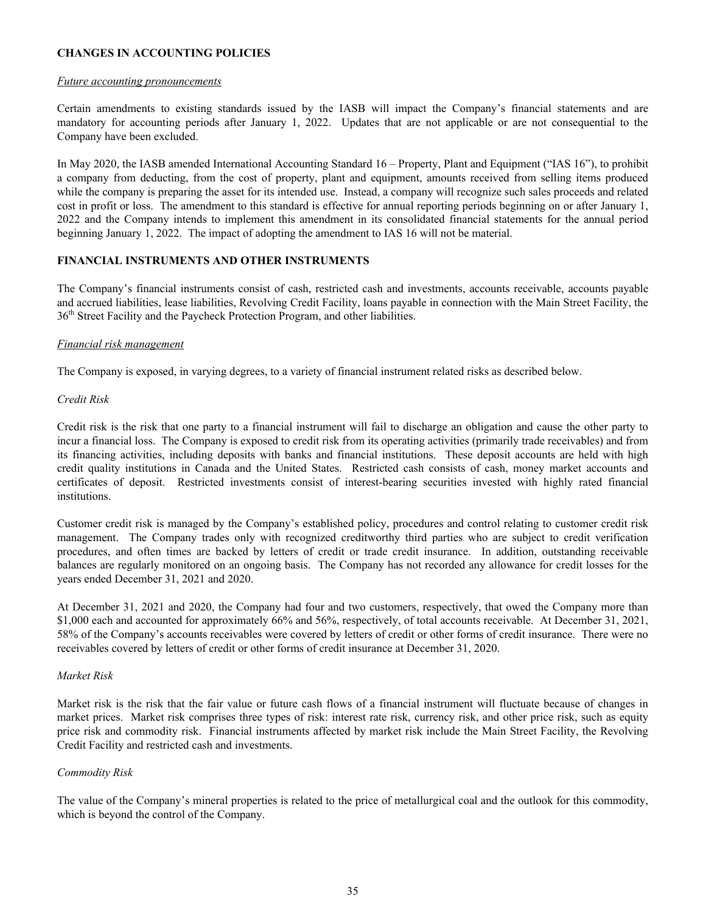## CHANGES IN ACCOUNTING POLICIES

*Future accounting pronouncements*

Certain amendments to existing standards issued by the IASB will impact the Company's financial statements and are mandatory for accounting periods after January 1, 2022. Updates that are not applicable or are not consequential to the Company have been excluded.

In May 2020, the IASB amended International Accounting Standard 16 – Property, Plant and Equipment ("IAS 16"), to prohibit a company from deducting, from the cost of property, plant and equipment, amounts received from selling items produced while the company is preparing the asset for its intended use. Instead, a company will recognize such sales proceeds and related cost in profit or loss. The amendment to this standard is effective for annual reporting periods beginning on or after January 1, 2022 and the Company intends to implement this amendment in its consolidated financial statements for the annual period beginning January 1, 2022. The impact of adopting the amendment to IAS 16 will not be material.

## FINANCIAL INSTRUMENTS AND OTHER INSTRUMENTS

The Company's financial instruments consist of cash, restricted cash and investments, accounts receivable, accounts payable and accrued liabilities, lease liabilities, Revolving Credit Facility, loans payable in connection with the Main Street Facility, the 36th Street Facility and the Paycheck Protection Program, and other liabilities.

*Financial risk management*

The Company is exposed, in varying degrees, to a variety of financial instrument related risks as described below.

*Credit Risk*

Credit risk is the risk that one party to a financial instrument will fail to discharge an obligation and cause the other party to incur a financial loss. The Company is exposed to credit risk from its operating activities (primarily trade receivables) and from its financing activities, including deposits with banks and financial institutions. These deposit accounts are held with high credit quality institutions in Canada and the United States. Restricted cash consists of cash, money market accounts and certificates of deposit. Restricted investments consist of interest-bearing securities invested with highly rated financial institutions.

Customer credit risk is managed by the Company's established policy, procedures and control relating to customer credit risk management. The Company trades only with recognized creditworthy third parties who are subject to credit verification procedures, and often times are backed by letters of credit or trade credit insurance. In addition, outstanding receivable balances are regularly monitored on an ongoing basis. The Company has not recorded any allowance for credit losses for the years ended December 31, 2021 and 2020.

At December 31, 2021 and 2020, the Company had four and two customers, respectively, that owed the Company more than $1,000 each and accounted for approximately 66% and 56%, respectively, of total accounts receivable. At December 31, 2021, 58% of the Company's accounts receivables were covered by letters of credit or other forms of credit insurance. There were no receivables covered by letters of credit or other forms of credit insurance at December 31, 2020.

*Market Risk*

Market risk is the risk that the fair value or future cash flows of a financial instrument will fluctuate because of changes in market prices. Market risk comprises three types of risk: interest rate risk, currency risk, and other price risk, such as equity price risk and commodity risk. Financial instruments affected by market risk include the Main Street Facility, the Revolving Credit Facility and restricted cash and investments.

*Commodity Risk*

The value of the Company's mineral properties is related to the price of metallurgical coal and the outlook for this commodity, which is beyond the control of the Company.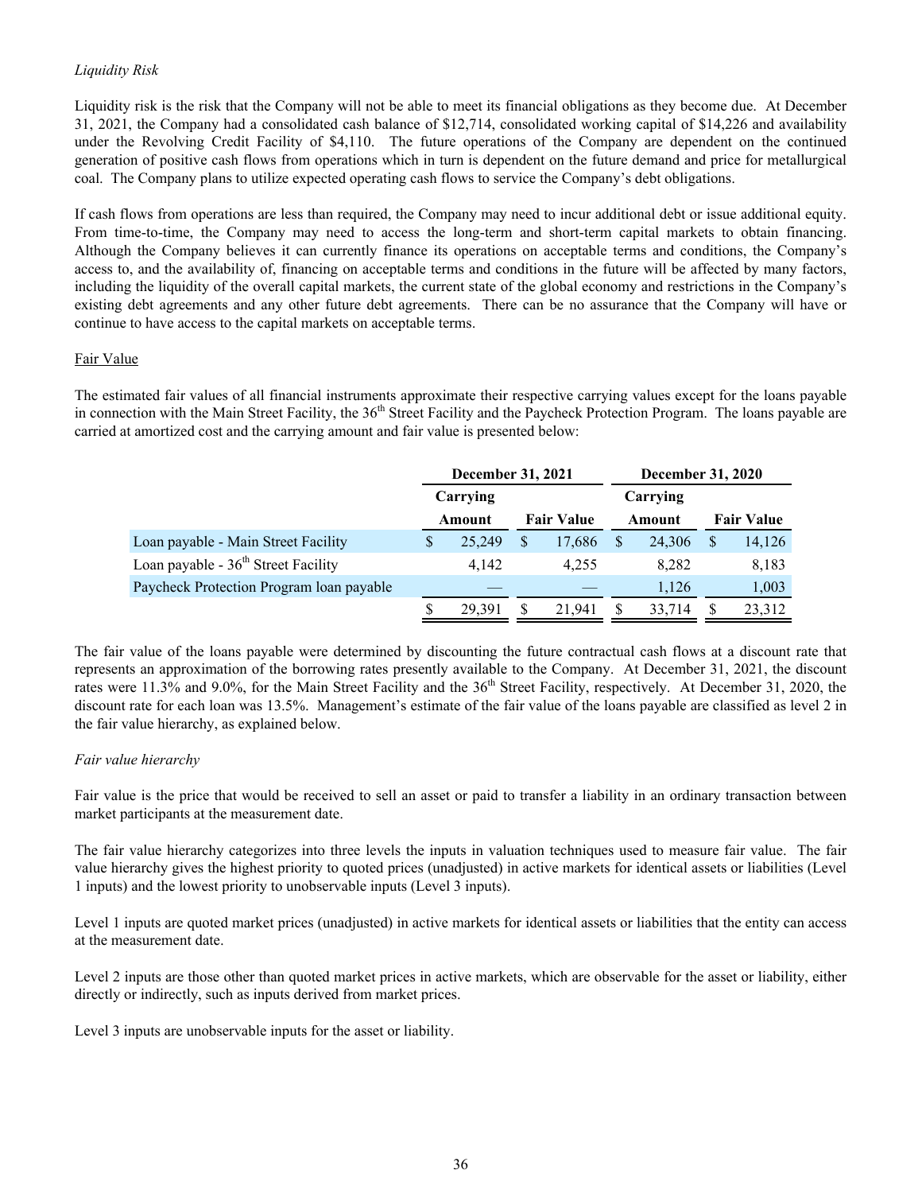*Liquidity Risk*

Liquidity risk is the risk that the Company will not be able to meet its financial obligations as they become due. At December 31, 2021, the Company had a consolidated cash balance of $12,714, consolidated working capital of $14,226 and availability under the Revolving Credit Facility of $4,110. The future operations of the Company are dependent on the continued generation of positive cash flows from operations which in turn is dependent on the future demand and price for metallurgical coal. The Company plans to utilize expected operating cash flows to service the Company's debt obligations.

If cash flows from operations are less than required, the Company may need to incur additional debt or issue additional equity. From time-to-time, the Company may need to access the long-term and short-term capital markets to obtain financing. Although the Company believes it can currently finance its operations on acceptable terms and conditions, the Company's access to, and the availability of, financing on acceptable terms and conditions in the future will be affected by many factors, including the liquidity of the overall capital markets, the current state of the global economy and restrictions in the Company's existing debt agreements and any other future debt agreements. There can be no assurance that the Company will have or continue to have access to the capital markets on acceptable terms.

Fair Value

The estimated fair values of all financial instruments approximate their respective carrying values except for the loans payable in connection with the Main Street Facility, the 36th Street Facility and the Paycheck Protection Program. The loans payable are carried at amortized cost and the carrying amount and fair value is presented below:

| | December 31, 2021 | | December 31, 2020 | |
|---|---|---|---|---|
| | Carrying Amount | Fair Value | Carrying Amount | Fair Value |
| Loan payable - Main Street Facility | $ 25,249 | $ 17,686 | $ 24,306 | $ 14,126 |
| Loan payable - 36th Street Facility | 4,142 | 4,255 | 8,282 | 8,183 |
| Paycheck Protection Program loan payable | — | — | 1,126 | 1,003 |
| | $ 29,391 | $ 21,941 | $ 33,714 | $ 23,312 |

The fair value of the loans payable were determined by discounting the future contractual cash flows at a discount rate that represents an approximation of the borrowing rates presently available to the Company. At December 31, 2021, the discount rates were 11.3% and 9.0%, for the Main Street Facility and the 36th Street Facility, respectively. At December 31, 2020, the discount rate for each loan was 13.5%. Management's estimate of the fair value of the loans payable are classified as level 2 in the fair value hierarchy, as explained below.

*Fair value hierarchy*

Fair value is the price that would be received to sell an asset or paid to transfer a liability in an ordinary transaction between market participants at the measurement date.

The fair value hierarchy categorizes into three levels the inputs in valuation techniques used to measure fair value. The fair value hierarchy gives the highest priority to quoted prices (unadjusted) in active markets for identical assets or liabilities (Level 1 inputs) and the lowest priority to unobservable inputs (Level 3 inputs).

Level 1 inputs are quoted market prices (unadjusted) in active markets for identical assets or liabilities that the entity can access at the measurement date.

Level 2 inputs are those other than quoted market prices in active markets, which are observable for the asset or liability, either directly or indirectly, such as inputs derived from market prices.

Level 3 inputs are unobservable inputs for the asset or liability.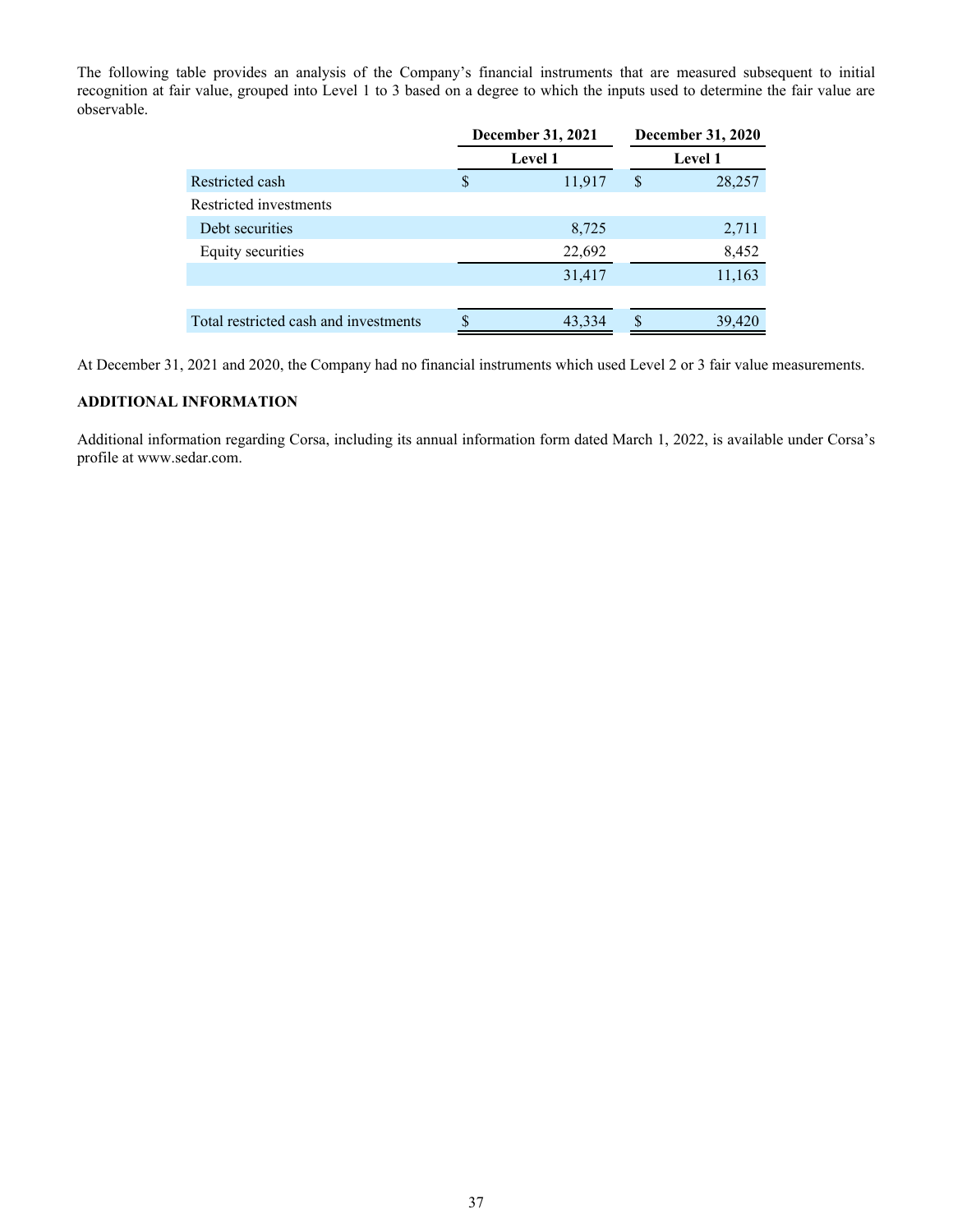The following table provides an analysis of the Company's financial instruments that are measured subsequent to initial recognition at fair value, grouped into Level 1 to 3 based on a degree to which the inputs used to determine the fair value are observable.

| | December 31, 2021 | December 31, 2020 |
|---|---|---|
| | Level 1 | Level 1 |
| Restricted cash | $ 11,917 | $ 28,257 |
| Restricted investments | | |
| Debt securities | 8,725 | 2,711 |
| Equity securities | 22,692 | 8,452 |
| | 31,417 | 11,163 |
| | | |
| Total restricted cash and investments | $ 43,334 | $ 39,420 |

At December 31, 2021 and 2020, the Company had no financial instruments which used Level 2 or 3 fair value measurements.

**ADDITIONAL INFORMATION**

Additional information regarding Corsa, including its annual information form dated March 1, 2022, is available under Corsa's profile at www.sedar.com.